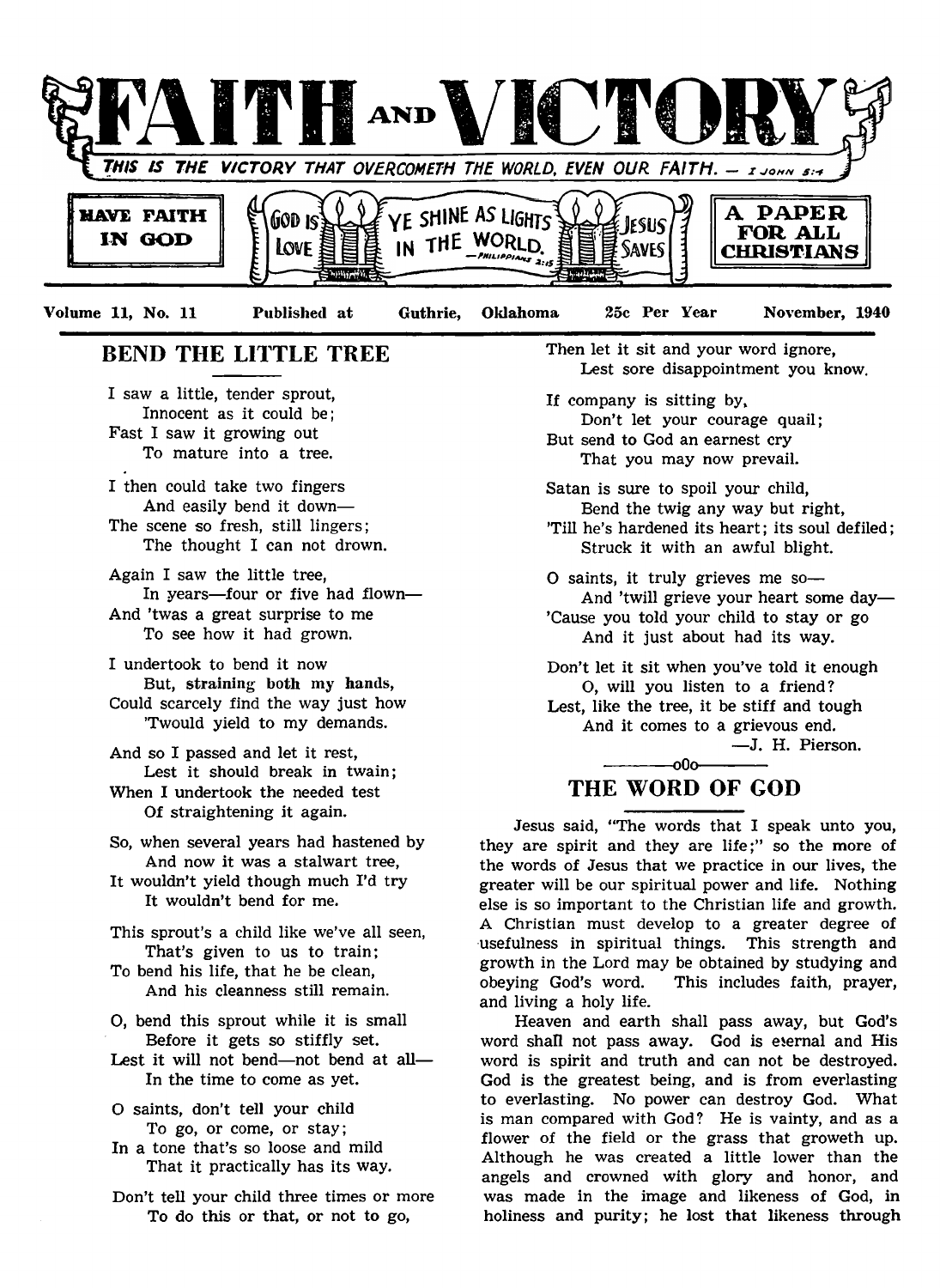# FAITH AND VICTORY

*THIS IS THE VICTORY THAT OVERCOMETH THE WORLD, EVEN OUR FAITH. — I JOHN 5:4*

**HAVE FAITH IN GOD** | GOD IS LOVE | YE SHINE AS LIGHTS IN THE WORLD. —PHILIPPIANS 2:15 | JESUS SAVES | **A PAPER FOR ALL CHRISTIANS**

**Volume 11, No. 11** **Published at Guthrie, Oklahoma** **25c Per Year** **November, 1940**

## BEND THE LITTLE TREE

I saw a little, tender sprout,
Innocent as it could be;
Fast I saw it growing out
To mature into a tree.

I then could take two fingers
And easily bend it down—
The scene so fresh, still lingers;
The thought I can not drown.

Again I saw the little tree,
In years—four or five had flown—
And 'twas a great surprise to me
To see how it had grown.

I undertook to bend it now
But, straining both my hands,
Could scarcely find the way just how
'Twould yield to my demands.

And so I passed and let it rest,
Lest it should break in twain;
When I undertook the needed test
Of straightening it again.

So, when several years had hastened by
And now it was a stalwart tree,
It wouldn't yield though much I'd try
It wouldn't bend for me.

This sprout's a child like we've all seen,
That's given to us to train;
To bend his life, that he be clean,
And his cleanness still remain.

O, bend this sprout while it is small
Before it gets so stiffly set.
Lest it will not bend—not bend at all—
In the time to come as yet.

O saints, don't tell your child
To go, or come, or stay;
In a tone that's so loose and mild
That it practically has its way.

Don't tell your child three times or more
To do this or that, or not to go,
Then let it sit and your word ignore,
Lest sore disappointment you know.

If company is sitting by,
Don't let your courage quail;
But send to God an earnest cry
That you may now prevail.

Satan is sure to spoil your child,
Bend the twig any way but right,
'Till he's hardened its heart; its soul defiled;
Struck it with an awful blight.

O saints, it truly grieves me so—
And 'twill grieve your heart some day—
'Cause you told your child to stay or go
And it just about had its way.

Don't let it sit when you've told it enough
O, will you listen to a friend?
Lest, like the tree, it be stiff and tough
And it comes to a grievous end.

—J. H. Pierson.

———oOo———

## THE WORD OF GOD

Jesus said, "The words that I speak unto you, they are spirit and they are life;" so the more of the words of Jesus that we practice in our lives, the greater will be our spiritual power and life. Nothing else is so important to the Christian life and growth. A Christian must develop to a greater degree of usefulness in spiritual things. This strength and growth in the Lord may be obtained by studying and obeying God's word. This includes faith, prayer, and living a holy life.

Heaven and earth shall pass away, but God's word shall not pass away. God is eternal and His word is spirit and truth and can not be destroyed. God is the greatest being, and is from everlasting to everlasting. No power can destroy God. What is man compared with God? He is vainty, and as a flower of the field or the grass that groweth up. Although he was created a little lower than the angels and crowned with glory and honor, and was made in the image and likeness of God, in holiness and purity; he lost that likeness through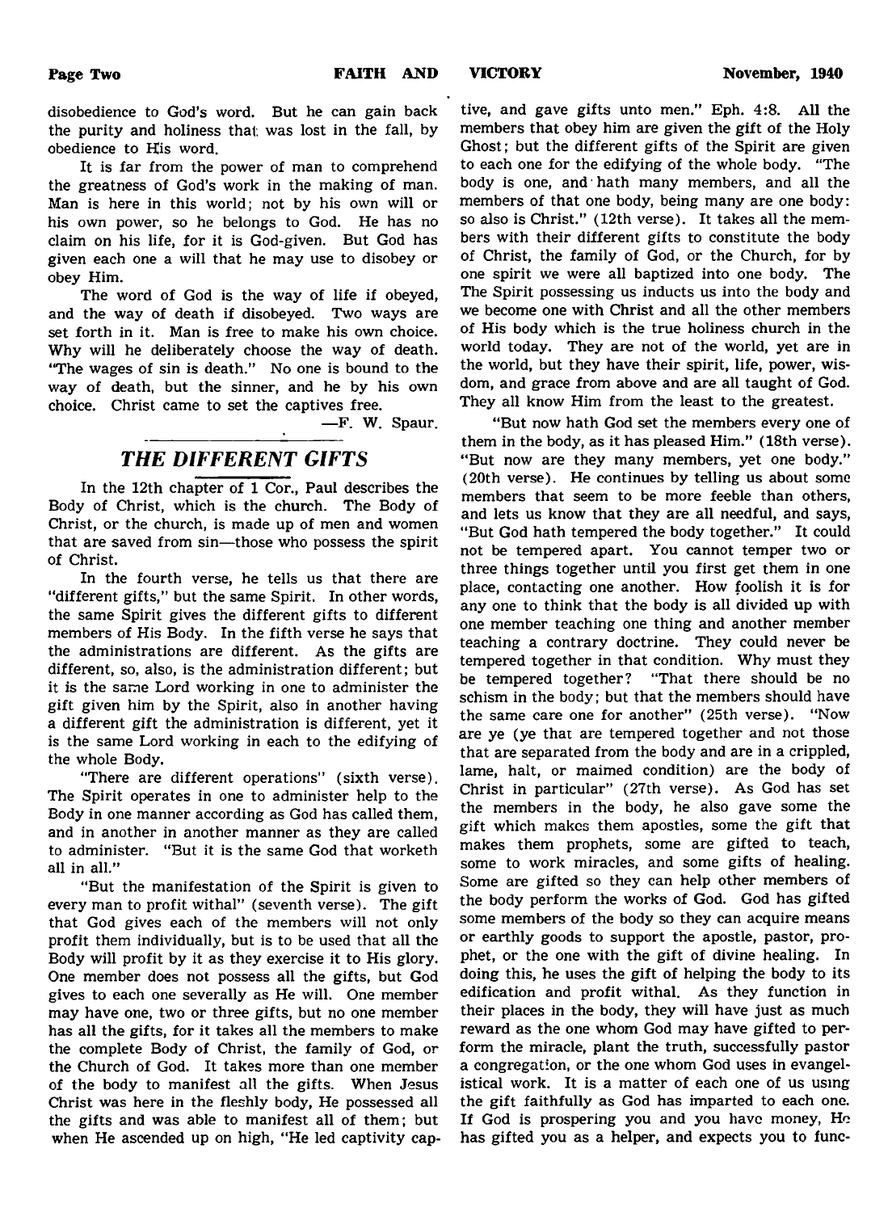disobedience to God's word. But he can gain back the purity and holiness that was lost in the fall, by obedience to His word.

It is far from the power of man to comprehend the greatness of God's work in the making of man. Man is here in this world; not by his own will or his own power, so he belongs to God. He has no claim on his life, for it is God-given. But God has given each one a will that he may use to disobey or obey Him.

The word of God is the way of life if obeyed, and the way of death if disobeyed. Two ways are set forth in it. Man is free to make his own choice. Why will he deliberately choose the way of death. "The wages of sin is death." No one is bound to the way of death, but the sinner, and he by his own choice. Christ came to set the captives free.

—F. W. Spaur.

## *THE DIFFERENT GIFTS*

In the 12th chapter of 1 Cor., Paul describes the Body of Christ, which is the church. The Body of Christ, or the church, is made up of men and women that are saved from sin—those who possess the spirit of Christ.

In the fourth verse, he tells us that there are "different gifts," but the same Spirit. In other words, the same Spirit gives the different gifts to different members of His Body. In the fifth verse he says that the administrations are different. As the gifts are different, so, also, is the administration different; but it is the same Lord working in one to administer the gift given him by the Spirit, also in another having a different gift the administration is different, yet it is the same Lord working in each to the edifying of the whole Body.

"There are different operations" (sixth verse). The Spirit operates in one to administer help to the Body in one manner according as God has called them, and in another in another manner as they are called to administer. "But it is the same God that worketh all in all."

"But the manifestation of the Spirit is given to every man to profit withal" (seventh verse). The gift that God gives each of the members will not only profit them individually, but is to be used that all the Body will profit by it as they exercise it to His glory. One member does not possess all the gifts, but God gives to each one severally as He will. One member may have one, two or three gifts, but no one member has all the gifts, for it takes all the members to make the complete Body of Christ, the family of God, or the Church of God. It takes more than one member of the body to manifest all the gifts. When Jesus Christ was here in the fleshly body, He possessed all the gifts and was able to manifest all of them; but when He ascended up on high, "He led captivity captive, and gave gifts unto men." Eph. 4:8. All the members that obey him are given the gift of the Holy Ghost; but the different gifts of the Spirit are given to each one for the edifying of the whole body. "The body is one, and hath many members, and all the members of that one body, being many are one body: so also is Christ." (12th verse). It takes all the members with their different gifts to constitute the body of Christ, the family of God, or the Church, for by one spirit we were all baptized into one body. The The Spirit possessing us inducts us into the body and we become one with Christ and all the other members of His body which is the true holiness church in the world today. They are not of the world, yet are in the world, but they have their spirit, life, power, wisdom, and grace from above and are all taught of God. They all know Him from the least to the greatest.

"But now hath God set the members every one of them in the body, as it has pleased Him." (18th verse). "But now are they many members, yet one body." (20th verse). He continues by telling us about some members that seem to be more feeble than others, and lets us know that they are all needful, and says, "But God hath tempered the body together." It could not be tempered apart. You cannot temper two or three things together until you first get them in one place, contacting one another. How foolish it is for any one to think that the body is all divided up with one member teaching one thing and another member teaching a contrary doctrine. They could never be tempered together in that condition. Why must they be tempered together? "That there should be no schism in the body; but that the members should have the same care one for another" (25th verse). "Now are ye (ye that are tempered together and not those that are separated from the body and are in a crippled, lame, halt, or maimed condition) are the body of Christ in particular" (27th verse). As God has set the members in the body, he also gave some the gift which makes them apostles, some the gift that makes them prophets, some are gifted to teach, some to work miracles, and some gifts of healing. Some are gifted so they can help other members of the body perform the works of God. God has gifted some members of the body so they can acquire means or earthly goods to support the apostle, pastor, prophet, or the one with the gift of divine healing. In doing this, he uses the gift of helping the body to its edification and profit withal. As they function in their places in the body, they will have just as much reward as the one whom God may have gifted to perform the miracle, plant the truth, successfully pastor a congregation, or the one whom God uses in evangelistical work. It is a matter of each one of us using the gift faithfully as God has imparted to each one. If God is prospering you and you have money, He has gifted you as a helper, and expects you to func-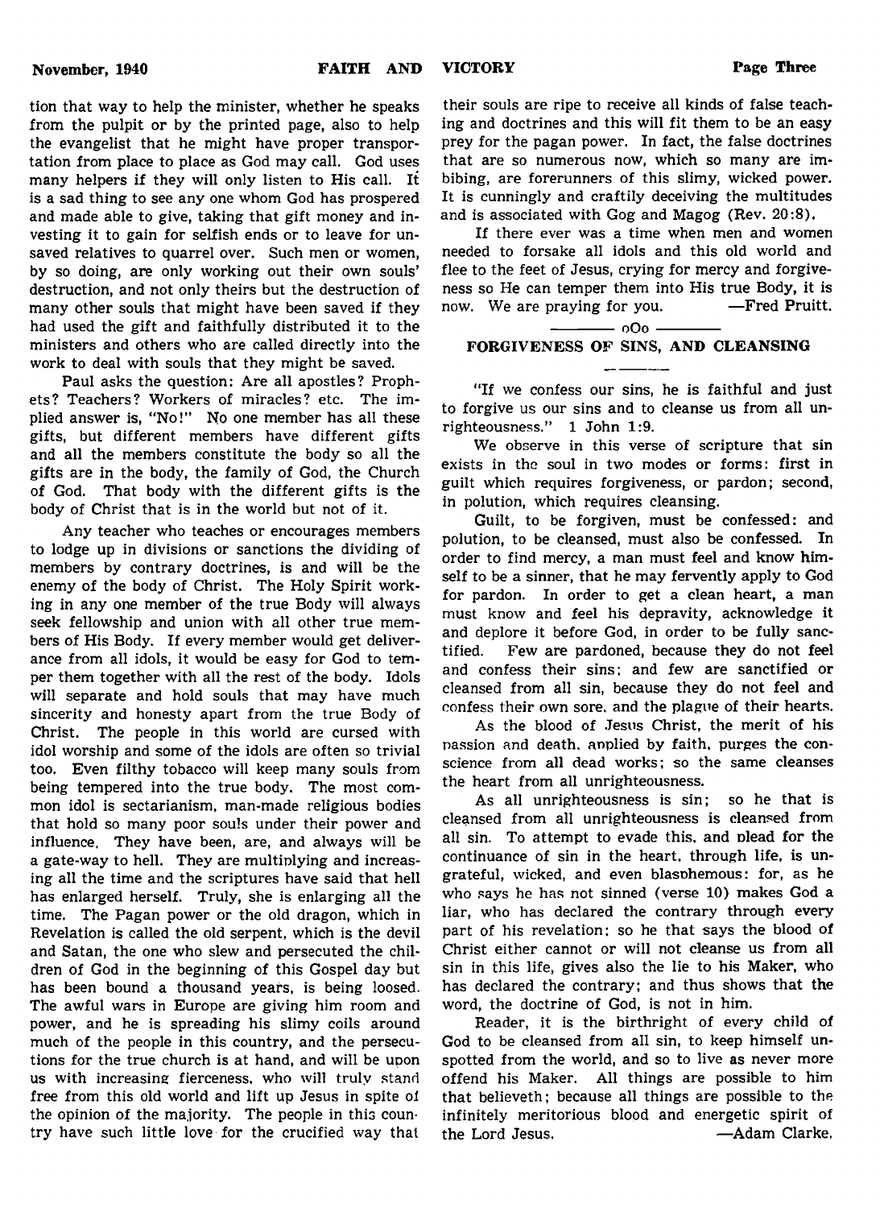tion that way to help the minister, whether he speaks from the pulpit or by the printed page, also to help the evangelist that he might have proper transportation from place to place as God may call. God uses many helpers if they will only listen to His call. It is a sad thing to see any one whom God has prospered and made able to give, taking that gift money and investing it to gain for selfish ends or to leave for unsaved relatives to quarrel over. Such men or women, by so doing, are only working out their own souls' destruction, and not only theirs but the destruction of many other souls that might have been saved if they had used the gift and faithfully distributed it to the ministers and others who are called directly into the work to deal with souls that they might be saved.

Paul asks the question: Are all apostles? Prophets? Teachers? Workers of miracles? etc. The implied answer is, "No!" No one member has all these gifts, but different members have different gifts and all the members constitute the body so all the gifts are in the body, the family of God, the Church of God. That body with the different gifts is the body of Christ that is in the world but not of it.

Any teacher who teaches or encourages members to lodge up in divisions or sanctions the dividing of members by contrary doctrines, is and will be the enemy of the body of Christ. The Holy Spirit working in any one member of the true Body will always seek fellowship and union with all other true members of His Body. If every member would get deliverance from all idols, it would be easy for God to temper them together with all the rest of the body. Idols will separate and hold souls that may have much sincerity and honesty apart from the true Body of Christ. The people in this world are cursed with idol worship and some of the idols are often so trivial too. Even filthy tobacco will keep many souls from being tempered into the true body. The most common idol is sectarianism, man-made religious bodies that hold so many poor souls under their power and influence. They have been, are, and always will be a gate-way to hell. They are multiplying and increasing all the time and the scriptures have said that hell has enlarged herself. Truly, she is enlarging all the time. The Pagan power or the old dragon, which in Revelation is called the old serpent, which is the devil and Satan, the one who slew and persecuted the children of God in the beginning of this Gospel day but has been bound a thousand years, is being loosed. The awful wars in Europe are giving him room and power, and he is spreading his slimy coils around much of the people in this country, and the persecutions for the true church is at hand, and will be upon us with increasing fierceness, who will truly stand free from this old world and lift up Jesus in spite of the opinion of the majority. The people in this country have such little love for the crucified way that their souls are ripe to receive all kinds of false teaching and doctrines and this will fit them to be an easy prey for the pagan power. In fact, the false doctrines that are so numerous now, which so many are imbibing, are forerunners of this slimy, wicked power. It is cunningly and craftily deceiving the multitudes and is associated with Gog and Magog (Rev. 20:8).

If there ever was a time when men and women needed to forsake all idols and this old world and flee to the feet of Jesus, crying for mercy and forgiveness so He can temper them into His true Body, it is now. We are praying for you. —Fred Pruitt.

oOo

## FORGIVENESS OF SINS, AND CLEANSING

"If we confess our sins, he is faithful and just to forgive us our sins and to cleanse us from all unrighteousness." 1 John 1:9.

We observe in this verse of scripture that sin exists in the soul in two modes or forms: first in guilt which requires forgiveness, or pardon; second, in polution, which requires cleansing.

Guilt, to be forgiven, must be confessed: and polution, to be cleansed, must also be confessed. In order to find mercy, a man must feel and know himself to be a sinner, that he may fervently apply to God for pardon. In order to get a clean heart, a man must know and feel his depravity, acknowledge it and deplore it before God, in order to be fully sanctified. Few are pardoned, because they do not feel and confess their sins; and few are sanctified or cleansed from all sin, because they do not feel and confess their own sore, and the plague of their hearts.

As the blood of Jesus Christ, the merit of his passion and death, applied by faith, purges the conscience from all dead works; so the same cleanses the heart from all unrighteousness.

As all unrighteousness is sin; so he that is cleansed from all unrighteousness is cleansed from all sin. To attempt to evade this, and plead for the continuance of sin in the heart, through life, is ungrateful, wicked, and even blasphemous: for, as he who says he has not sinned (verse 10) makes God a liar, who has declared the contrary through every part of his revelation; so he that says the blood of Christ either cannot or will not cleanse us from all sin in this life, gives also the lie to his Maker, who has declared the contrary; and thus shows that the word, the doctrine of God, is not in him.

Reader, it is the birthright of every child of God to be cleansed from all sin, to keep himself unspotted from the world, and so to live as never more offend his Maker. All things are possible to him that believeth; because all things are possible to the infinitely meritorious blood and energetic spirit of the Lord Jesus. —Adam Clarke.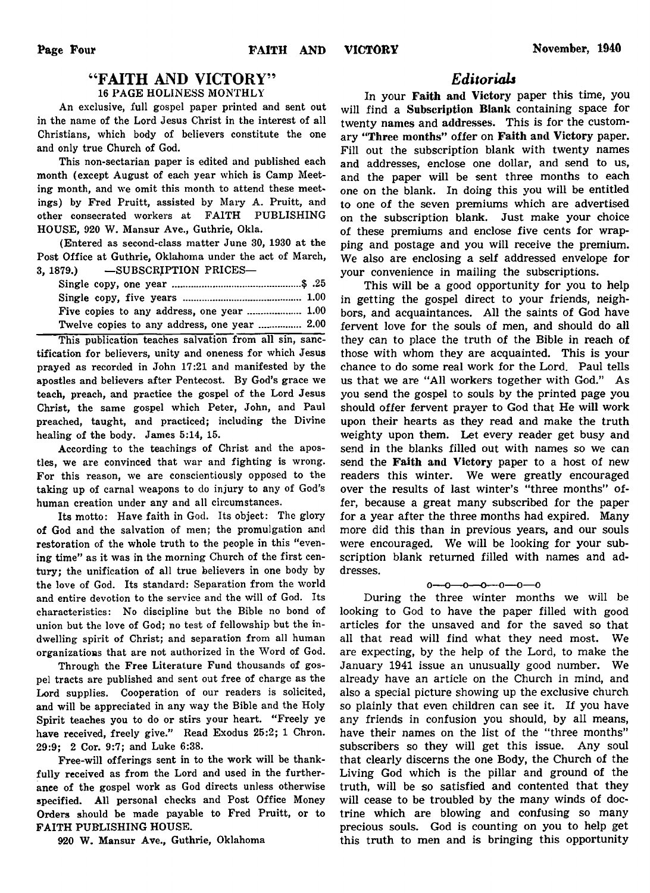## "FAITH AND VICTORY"

### 16 PAGE HOLINESS MONTHLY

An exclusive, full gospel paper printed and sent out in the name of the Lord Jesus Christ in the interest of all Christians, which body of believers constitute the one and only true Church of God.

This non-sectarian paper is edited and published each month (except August of each year which is Camp Meeting month, and we omit this month to attend these meetings) by Fred Pruitt, assisted by Mary A. Pruitt, and other consecrated workers at FAITH PUBLISHING HOUSE, 920 W. Mansur Ave., Guthrie, Okla.

(Entered as second-class matter June 30, 1930 at the Post Office at Guthrie, Oklahoma under the act of March, 3, 1879.)

—SUBSCRIPTION PRICES—

| | |
|---|---|
| Single copy, one year | $ .25 |
| Single copy, five years | 1.00 |
| Five copies to any address, one year | 1.00 |
| Twelve copies to any address, one year | 2.00 |

This publication teaches salvation from all sin, sanctification for believers, unity and oneness for which Jesus prayed as recorded in John 17:21 and manifested by the apostles and believers after Pentecost. By God's grace we teach, preach, and practice the gospel of the Lord Jesus Christ, the same gospel which Peter, John, and Paul preached, taught, and practiced; including the Divine healing of the body. James 5:14, 15.

According to the teachings of Christ and the apostles, we are convinced that war and fighting is wrong. For this reason, we are conscientiously opposed to the taking up of carnal weapons to do injury to any of God's human creation under any and all circumstances.

Its motto: Have faith in God. Its object: The glory of God and the salvation of men; the promulgation and restoration of the whole truth to the people in this "evening time" as it was in the morning Church of the first century; the unification of all true believers in one body by the love of God. Its standard: Separation from the world and entire devotion to the service and the will of God. Its characteristics: No discipline but the Bible no bond of union but the love of God; no test of fellowship but the indwelling spirit of Christ; and separation from all human organizations that are not authorized in the Word of God.

Through the Free Literature Fund thousands of gospel tracts are published and sent out free of charge as the Lord supplies. Cooperation of our readers is solicited, and will be appreciated in any way the Bible and the Holy Spirit teaches you to do or stirs your heart. "Freely ye have received, freely give." Read Exodus 25:2; 1 Chron. 29:9; 2 Cor. 9:7; and Luke 6:38.

Free-will offerings sent in to the work will be thankfully received as from the Lord and used in the furtherance of the gospel work as God directs unless otherwise specified. All personal checks and Post Office Money Orders should be made payable to Fred Pruitt, or to FAITH PUBLISHING HOUSE.

920 W. Mansur Ave., Guthrie, Oklahoma

## *Editorials*

In your **Faith and Victory** paper this time, you will find a **Subscription Blank** containing space for twenty names and addresses. This is for the customary **"Three months"** offer on **Faith and Victory** paper. Fill out the subscription blank with twenty names and addresses, enclose one dollar, and send to us, and the paper will be sent three months to each one on the blank. In doing this you will be entitled to one of the seven premiums which are advertised on the subscription blank. Just make your choice of these premiums and enclose five cents for wrapping and postage and you will receive the premium. We also are enclosing a self addressed envelope for your convenience in mailing the subscriptions.

This will be a good opportunity for you to help in getting the gospel direct to your friends, neighbors, and acquaintances. All the saints of God have fervent love for the souls of men, and should do all they can to place the truth of the Bible in reach of those with whom they are acquainted. This is your chance to do some real work for the Lord. Paul tells us that we are "All workers together with God." As you send the gospel to souls by the printed page you should offer fervent prayer to God that He will work upon their hearts as they read and make the truth weighty upon them. Let every reader get busy and send in the blanks filled out with names so we can send the **Faith and Victory** paper to a host of new readers this winter. We were greatly encouraged over the results of last winter's "three months" offer, because a great many subscribed for the paper for a year after the three months had expired. Many more did this than in previous years, and our souls were encouraged. We will be looking for your subscription blank returned filled with names and addresses.

o—o—o—o—o—o—o

During the three winter months we will be looking to God to have the paper filled with good articles for the unsaved and for the saved so that all that read will find what they need most. We are expecting, by the help of the Lord, to make the January 1941 issue an unusually good number. We already have an article on the Church in mind, and also a special picture showing up the exclusive church so plainly that even children can see it. If you have any friends in confusion you should, by all means, have their names on the list of the "three months" subscribers so they will get this issue. Any soul that clearly discerns the one Body, the Church of the Living God which is the pillar and ground of the truth, will be so satisfied and contented that they will cease to be troubled by the many winds of doctrine which are blowing and confusing so many precious souls. God is counting on you to help get this truth to men and is bringing this opportunity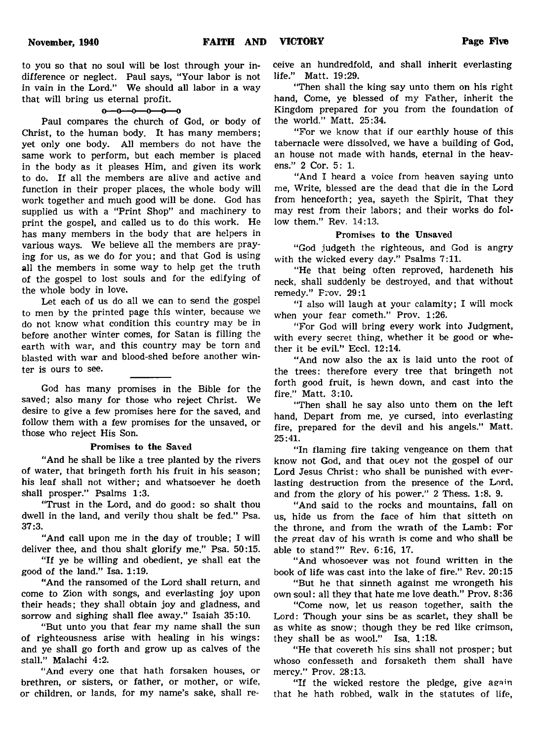to you so that no soul will be lost through your indifference or neglect. Paul says, "Your labor is not in vain in the Lord." We should all labor in a way that will bring us eternal profit.

o—o—o—o—o—o

Paul compares the church of God, or body of Christ, to the human body. It has many members; yet only one body. All members do not have the same work to perform, but each member is placed in the body as it pleases Him, and given its work to do. If all the members are alive and active and function in their proper places, the whole body will work together and much good will be done. God has supplied us with a "Print Shop" and machinery to print the gospel, and called us to do this work. He has many members in the body that are helpers in various ways. We believe all the members are praying for us, as we do for you; and that God is using all the members in some way to help get the truth of the gospel to lost souls and for the edifying of the whole body in love.

Let each of us do all we can to send the gospel to men by the printed page this winter, because we do not know what condition this country may be in before another winter comes, for Satan is filling the earth with war, and this country may be torn and blasted with war and blood-shed before another winter is ours to see.

---

God has many promises in the Bible for the saved; also many for those who reject Christ. We desire to give a few promises here for the saved, and follow them with a few promises for the unsaved, or those who reject His Son.

### Promises to the Saved

"And he shall be like a tree planted by the rivers of water, that bringeth forth his fruit in his season; his leaf shall not wither; and whatsoever he doeth shall prosper." Psalms 1:3.

"Trust in the Lord, and do good: so shalt thou dwell in the land, and verily thou shalt be fed." Psa. 37:3.

"And call upon me in the day of trouble; I will deliver thee, and thou shalt glorify me." Psa. 50:15.

"If ye be willing and obedient, ye shall eat the good of the land." Isa. 1:19.

"And the ransomed of the Lord shall return, and come to Zion with songs, and everlasting joy upon their heads; they shall obtain joy and gladness, and sorrow and sighing shall flee away." Isaiah 35:10.

"But unto you that fear my name shall the sun of righteousness arise with healing in his wings: and ye shall go forth and grow up as calves of the stall." Malachi 4:2.

"And every one that hath forsaken houses, or brethren, or sisters, or father, or mother, or wife, or children, or lands, for my name's sake, shall receive an hundredfold, and shall inherit everlasting life." Matt. 19:29.

"Then shall the king say unto them on his right hand, Come, ye blessed of my Father, inherit the Kingdom prepared for you from the foundation of the world." Matt. 25:34.

"For we know that if our earthly house of this tabernacle were dissolved, we have a building of God, an house not made with hands, eternal in the heavens." 2 Cor. 5: 1.

"And I heard a voice from heaven saying unto me, Write, blessed are the dead that die in the Lord from henceforth; yea, sayeth the Spirit, That they may rest from their labors; and their works do follow them." Rev. 14:13.

### Promises to the Unsaved

"God judgeth the righteous, and God is angry with the wicked every day." Psalms 7:11.

"He that being often reproved, hardeneth his neck, shall suddenly be destroyed, and that without remedy." Prov. 29:1

"I also will laugh at your calamity; I will mock when your fear cometh." Prov. 1:26.

"For God will bring every work into Judgment, with every secret thing, whether it be good or whether it be evil." Eccl. 12:14.

"And now also the ax is laid unto the root of the trees: therefore every tree that bringeth not forth good fruit, is hewn down, and cast into the fire." Matt. 3:10.

"Then shall he say also unto them on the left hand, Depart from me, ye cursed, into everlasting fire, prepared for the devil and his angels." Matt. 25:41.

"In flaming fire taking vengeance on them that know not God, and that obey not the gospel of our Lord Jesus Christ: who shall be punished with everlasting destruction from the presence of the Lord, and from the glory of his power." 2 Thess. 1:8, 9.

"And said to the rocks and mountains, fall on us, hide us from the face of him that sitteth on the throne, and from the wrath of the Lamb: For the great day of his wrath is come and who shall be able to stand?" Rev. 6:16, 17.

"And whosoever was not found written in the book of life was cast into the lake of fire." Rev. 20:15

"But he that sinneth against me wrongeth his own soul: all they that hate me love death." Prov. 8:36

"Come now, let us reason together, saith the Lord: Though your sins be as scarlet, they shall be as white as snow; though they be red like crimson, they shall be as wool." Isa. 1:18.

"He that covereth his sins shall not prosper; but whoso confesseth and forsaketh them shall have mercy." Prov. 28:13.

"If the wicked restore the pledge, give again that he hath robbed, walk in the statutes of life,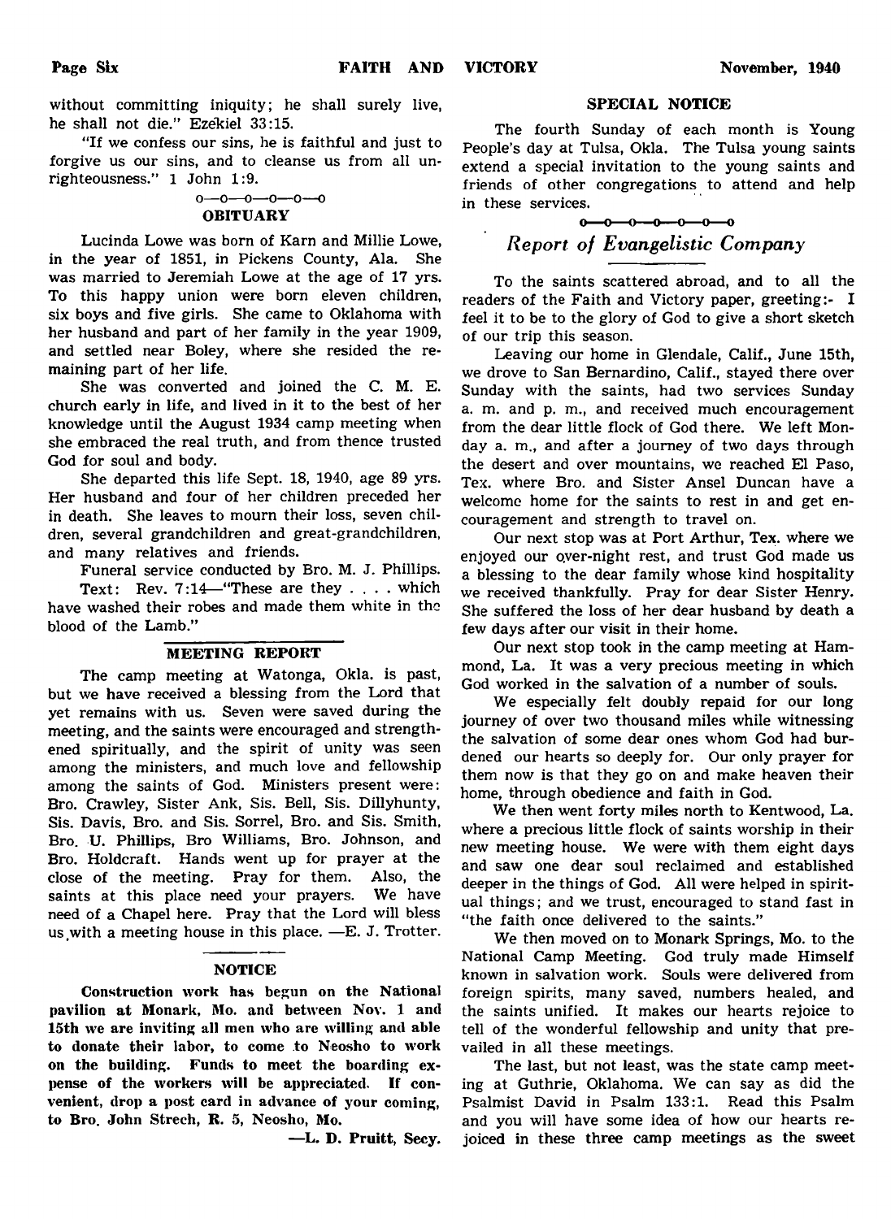without committing iniquity; he shall surely live, he shall not die." Ezekiel 33:15.

"If we confess our sins, he is faithful and just to forgive us our sins, and to cleanse us from all unrighteousness." 1 John 1:9.

o—o—o—o—o—o

### OBITUARY

Lucinda Lowe was born of Karn and Millie Lowe, in the year of 1851, in Pickens County, Ala. She was married to Jeremiah Lowe at the age of 17 yrs. To this happy union were born eleven children, six boys and five girls. She came to Oklahoma with her husband and part of her family in the year 1909, and settled near Boley, where she resided the remaining part of her life.

She was converted and joined the C. M. E. church early in life, and lived in it to the best of her knowledge until the August 1934 camp meeting when she embraced the real truth, and from thence trusted God for soul and body.

She departed this life Sept. 18, 1940, age 89 yrs. Her husband and four of her children preceded her in death. She leaves to mourn their loss, seven children, several grandchildren and great-grandchildren, and many relatives and friends.

Funeral service conducted by Bro. M. J. Phillips.

Text: Rev. 7:14—"These are they . . . . which have washed their robes and made them white in the blood of the Lamb."

### MEETING REPORT

The camp meeting at Watonga, Okla. is past, but we have received a blessing from the Lord that yet remains with us. Seven were saved during the meeting, and the saints were encouraged and strengthened spiritually, and the spirit of unity was seen among the ministers, and much love and fellowship among the saints of God. Ministers present were: Bro. Crawley, Sister Ank, Sis. Bell, Sis. Dillyhunty, Sis. Davis, Bro. and Sis. Sorrel, Bro. and Sis. Smith, Bro. U. Phillips, Bro Williams, Bro. Johnson, and Bro. Holdcraft. Hands went up for prayer at the close of the meeting. Pray for them. Also, the saints at this place need your prayers. We have need of a Chapel here. Pray that the Lord will bless us with a meeting house in this place. —E. J. Trotter.

### NOTICE

**Construction work has begun on the National pavilion at Monark, Mo. and between Nov. 1 and 15th we are inviting all men who are willing and able to donate their labor, to come to Neosho to work on the building. Funds to meet the boarding expense of the workers will be appreciated. If convenient, drop a post card in advance of your coming, to Bro. John Strech, R. 5, Neosho, Mo.**

**—L. D. Pruitt, Secy.**

### SPECIAL NOTICE

The fourth Sunday of each month is Young People's day at Tulsa, Okla. The Tulsa young saints extend a special invitation to the young saints and friends of other congregations to attend and help in these services.

o—o—o—o—o—o—o

## *Report of Evangelistic Company*

To the saints scattered abroad, and to all the readers of the Faith and Victory paper, greeting:- I feel it to be to the glory of God to give a short sketch of our trip this season.

Leaving our home in Glendale, Calif., June 15th, we drove to San Bernardino, Calif., stayed there over Sunday with the saints, had two services Sunday a. m. and p. m., and received much encouragement from the dear little flock of God there. We left Monday a. m., and after a journey of two days through the desert and over mountains, we reached El Paso, Tex. where Bro. and Sister Ansel Duncan have a welcome home for the saints to rest in and get encouragement and strength to travel on.

Our next stop was at Port Arthur, Tex. where we enjoyed our over-night rest, and trust God made us a blessing to the dear family whose kind hospitality we received thankfully. Pray for dear Sister Henry. She suffered the loss of her dear husband by death a few days after our visit in their home.

Our next stop took in the camp meeting at Hammond, La. It was a very precious meeting in which God worked in the salvation of a number of souls.

We especially felt doubly repaid for our long journey of over two thousand miles while witnessing the salvation of some dear ones whom God had burdened our hearts so deeply for. Our only prayer for them now is that they go on and make heaven their home, through obedience and faith in God.

We then went forty miles north to Kentwood, La. where a precious little flock of saints worship in their new meeting house. We were with them eight days and saw one dear soul reclaimed and established deeper in the things of God. All were helped in spiritual things; and we trust, encouraged to stand fast in "the faith once delivered to the saints."

We then moved on to Monark Springs, Mo. to the National Camp Meeting. God truly made Himself known in salvation work. Souls were delivered from foreign spirits, many saved, numbers healed, and the saints unified. It makes our hearts rejoice to tell of the wonderful fellowship and unity that prevailed in all these meetings.

The last, but not least, was the state camp meeting at Guthrie, Oklahoma. We can say as did the Psalmist David in Psalm 133:1. Read this Psalm and you will have some idea of how our hearts rejoiced in these three camp meetings as the sweet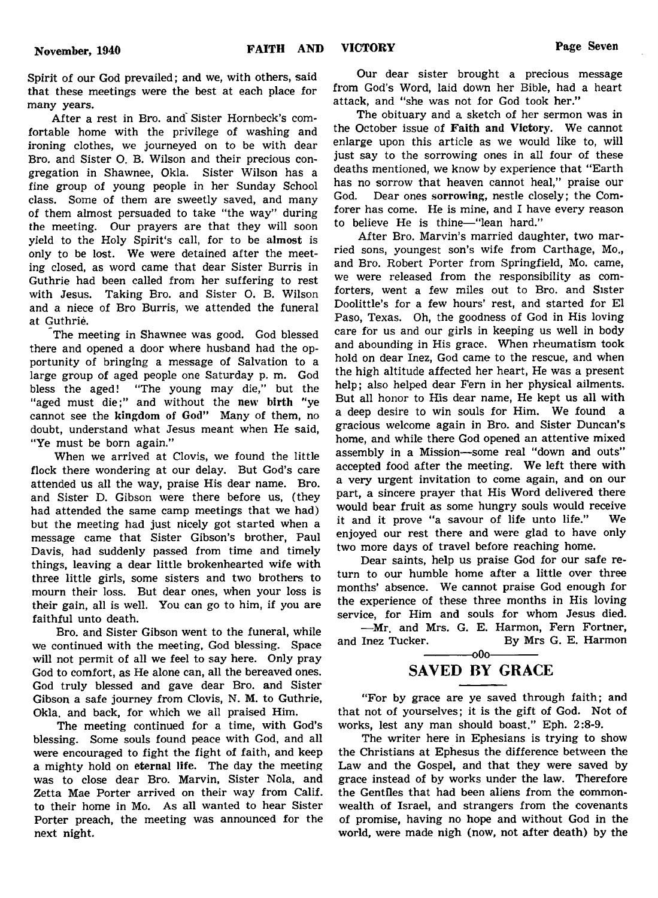Spirit of our God prevailed; and we, with others, said that these meetings were the best at each place for many years.

After a rest in Bro. and Sister Hornbeck's comfortable home with the privilege of washing and ironing clothes, we journeyed on to be with dear Bro. and Sister O. B. Wilson and their precious congregation in Shawnee, Okla. Sister Wilson has a fine group of young people in her Sunday School class. Some of them are sweetly saved, and many of them almost persuaded to take "the way" during the meeting. Our prayers are that they will soon yield to the Holy Spirit's call, for to be **almost** is only to be lost. We were detained after the meeting closed, as word came that dear Sister Burris in Guthrie had been called from her suffering to rest with Jesus. Taking Bro. and Sister O. B. Wilson and a niece of Bro Burris, we attended the funeral at Guthrie.

The meeting in Shawnee was good. God blessed there and opened a door where husband had the opportunity of bringing a message of Salvation to a large group of aged people one Saturday p. m. God bless the aged! "The young may die," but the "aged must die;" and without the **new birth** "ye cannot see the **kingdom of God**" Many of them, no doubt, understand what Jesus meant when He said, "Ye must be born again."

When we arrived at Clovis, we found the little flock there wondering at our delay. But God's care attended us all the way, praise His dear name. Bro. and Sister D. Gibson were there before us, (they had attended the same camp meetings that we had) but the meeting had just nicely got started when a message came that Sister Gibson's brother, Paul Davis, had suddenly passed from time and timely things, leaving a dear little brokenhearted wife with three little girls, some sisters and two brothers to mourn their loss. But dear ones, when your loss is their gain, all is well. You can go to him, if you are faithful unto death.

Bro. and Sister Gibson went to the funeral, while we continued with the meeting, God blessing. Space will not permit of all we feel to say here. Only pray God to comfort, as He alone can, all the bereaved ones. God truly blessed and gave dear Bro. and Sister Gibson a safe journey from Clovis, N. M. to Guthrie, Okla. and back, for which we all praised Him.

The meeting continued for a time, with God's blessing. Some souls found peace with God, and all were encouraged to fight the fight of faith, and keep a mighty hold on **eternal life**. The day the meeting was to close dear Bro. Marvin, Sister Nola, and Zetta Mae Porter arrived on their way from Calif. to their home in Mo. As all wanted to hear Sister Porter preach, the meeting was announced for the next night.

Our dear sister brought a precious message from God's Word, laid down her Bible, had a heart attack, and "she was not for God took her."

The obituary and a sketch of her sermon was in the October issue of **Faith and Victory**. We cannot enlarge upon this article as we would like to, will just say to the sorrowing ones in all four of these deaths mentioned, we know by experience that "Earth has no sorrow that heaven cannot heal," praise our God. Dear ones **sorrowing**, nestle closely; the Comforer has come. He is mine, and I have every reason to believe He is thine—"lean hard."

After Bro. Marvin's married daughter, two married sons, youngest son's wife from Carthage, Mo., and Bro. Robert Porter from Springfield, Mo. came, we were released from the responsibility as comforters, went a few miles out to Bro. and Sister Doolittle's for a few hours' rest, and started for El Paso, Texas. Oh, the goodness of God in His loving care for us and our girls in keeping us well in body and abounding in His grace. When rheumatism took hold on dear Inez, God came to the rescue, and when the high altitude affected her heart, He was a present help; also helped dear Fern in her physical ailments. But all honor to His dear name, He kept us all with a deep desire to win souls for Him. We found a gracious welcome again in Bro. and Sister Duncan's home, and while there God opened an attentive mixed assembly in a Mission—some real "down and outs" accepted food after the meeting. We left there with a very urgent invitation to come again, and on our part, a sincere prayer that His Word delivered there would bear fruit as some hungry souls would receive it and it prove "a savour of life unto life." We enjoyed our rest there and were glad to have only two more days of travel before reaching home.

Dear saints, help us praise God for our safe return to our humble home after a little over three months' absence. We cannot praise God enough for the experience of these three months in His loving service, for Him and souls for whom Jesus died.

—Mr. and Mrs. G. E. Harmon, Fern Fortner, and Inez Tucker. By Mrs G. E. Harmon

—————o0o—————

## SAVED BY GRACE

"For by grace are ye saved through faith; and that not of yourselves; it is the gift of God. Not of works, lest any man should boast." Eph. 2:8-9.

The writer here in Ephesians is trying to show the Christians at Ephesus the difference between the Law and the Gospel, and that they were saved by grace instead of by works under the law. Therefore the Gentles that had been aliens from the commonwealth of Israel, and strangers from the covenants of promise, having no hope and without God in the world, were made nigh (now, not after death) by the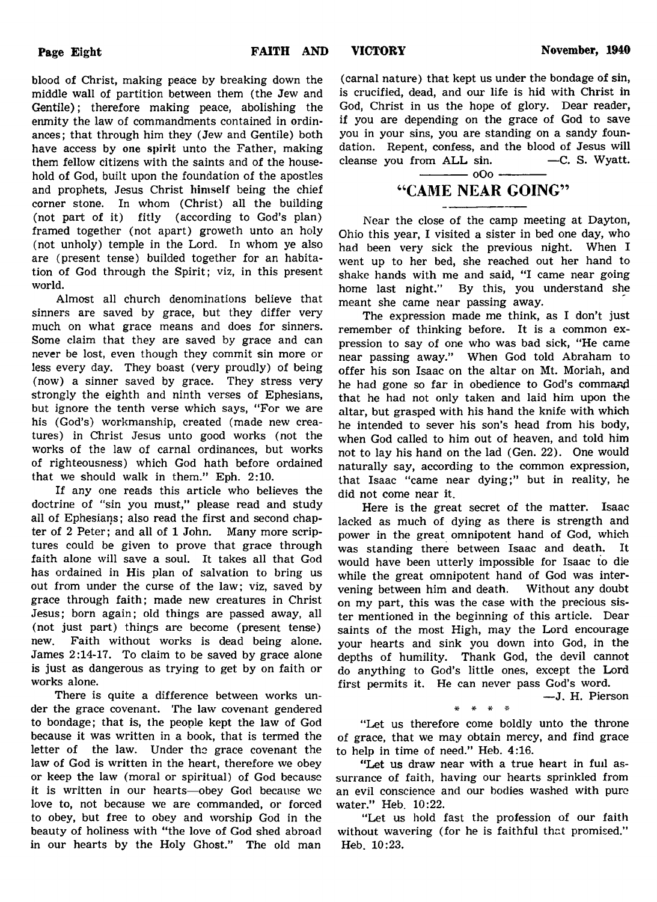blood of Christ, making peace by breaking down the middle wall of partition between them (the Jew and Gentile); therefore making peace, abolishing the enmity the law of commandments contained in ordinances; that through him they (Jew and Gentile) both have access by one spirit unto the Father, making them fellow citizens with the saints and of the household of God, built upon the foundation of the apostles and prophets, Jesus Christ himself being the chief corner stone. In whom (Christ) all the building (not part of it) fitly (according to God's plan) framed together (not apart) groweth unto an holy (not unholy) temple in the Lord. In whom ye also are (present tense) builded together for an habitation of God through the Spirit; viz, in this present world.

Almost all church denominations believe that sinners are saved by grace, but they differ very much on what grace means and does for sinners. Some claim that they are saved by grace and can never be lost, even though they commit sin more or less every day. They boast (very proudly) of being (now) a sinner saved by grace. They stress very strongly the eighth and ninth verses of Ephesians, but ignore the tenth verse which says, "For we are his (God's) workmanship, created (made new creatures) in Christ Jesus unto good works (not the works of the law of carnal ordinances, but works of righteousness) which God hath before ordained that we should walk in them." Eph. 2:10.

If any one reads this article who believes the doctrine of "sin you must," please read and study all of Ephesians; also read the first and second chapter of 2 Peter; and all of 1 John. Many more scriptures could be given to prove that grace through faith alone will save a soul. It takes all that God has ordained in His plan of salvation to bring us out from under the curse of the law; viz, saved by grace through faith; made new creatures in Christ Jesus; born again; old things are passed away, all (not just part) things are become (present tense) new. Faith without works is dead being alone. James 2:14-17. To claim to be saved by grace alone is just as dangerous as trying to get by on faith or works alone.

There is quite a difference between works under the grace covenant. The law covenant gendered to bondage; that is, the people kept the law of God because it was written in a book, that is termed the letter of the law. Under the grace covenant the law of God is written in the heart, therefore we obey or keep the law (moral or spiritual) of God because it is written in our hearts—obey God because we love to, not because we are commanded, or forced to obey, but free to obey and worship God in the beauty of holiness with "the love of God shed abroad in our hearts by the Holy Ghost." The old man (carnal nature) that kept us under the bondage of sin, is crucified, dead, and our life is hid with Christ in God, Christ in us the hope of glory. Dear reader, if you are depending on the grace of God to save you in your sins, you are standing on a sandy foundation. Repent, confess, and the blood of Jesus will cleanse you from ALL sin. —C. S. Wyatt.

oOo

## "CAME NEAR GOING"

Near the close of the camp meeting at Dayton, Ohio this year, I visited a sister in bed one day, who had been very sick the previous night. When I went up to her bed, she reached out her hand to shake hands with me and said, "I came near going home last night." By this, you understand she meant she came near passing away.

The expression made me think, as I don't just remember of thinking before. It is a common expression to say of one who was bad sick, "He came near passing away." When God told Abraham to offer his son Isaac on the altar on Mt. Moriah, and he had gone so far in obedience to God's command that he had not only taken and laid him upon the altar, but grasped with his hand the knife with which he intended to sever his son's head from his body, when God called to him out of heaven, and told him not to lay his hand on the lad (Gen. 22). One would naturally say, according to the common expression, that Isaac "came near dying;" but in reality, he did not come near it.

Here is the great secret of the matter. Isaac lacked as much of dying as there is strength and power in the great omnipotent hand of God, which was standing there between Isaac and death. It would have been utterly impossible for Isaac to die while the great omnipotent hand of God was intervening between him and death. Without any doubt on my part, this was the case with the precious sister mentioned in the beginning of this article. Dear saints of the most High, may the Lord encourage your hearts and sink you down into God, in the depths of humility. Thank God, the devil cannot do anything to God's little ones, except the Lord first permits it. He can never pass God's word.

—J. H. Pierson

\* \* \* \*

"Let us therefore come boldly unto the throne of grace, that we may obtain mercy, and find grace to help in time of need." Heb. 4:16.

"Let us draw near with a true heart in full assurance of faith, having our hearts sprinkled from an evil conscience and our bodies washed with pure water." Heb. 10:22.

"Let us hold fast the profession of our faith without wavering (for he is faithful that promised." Heb. 10:23.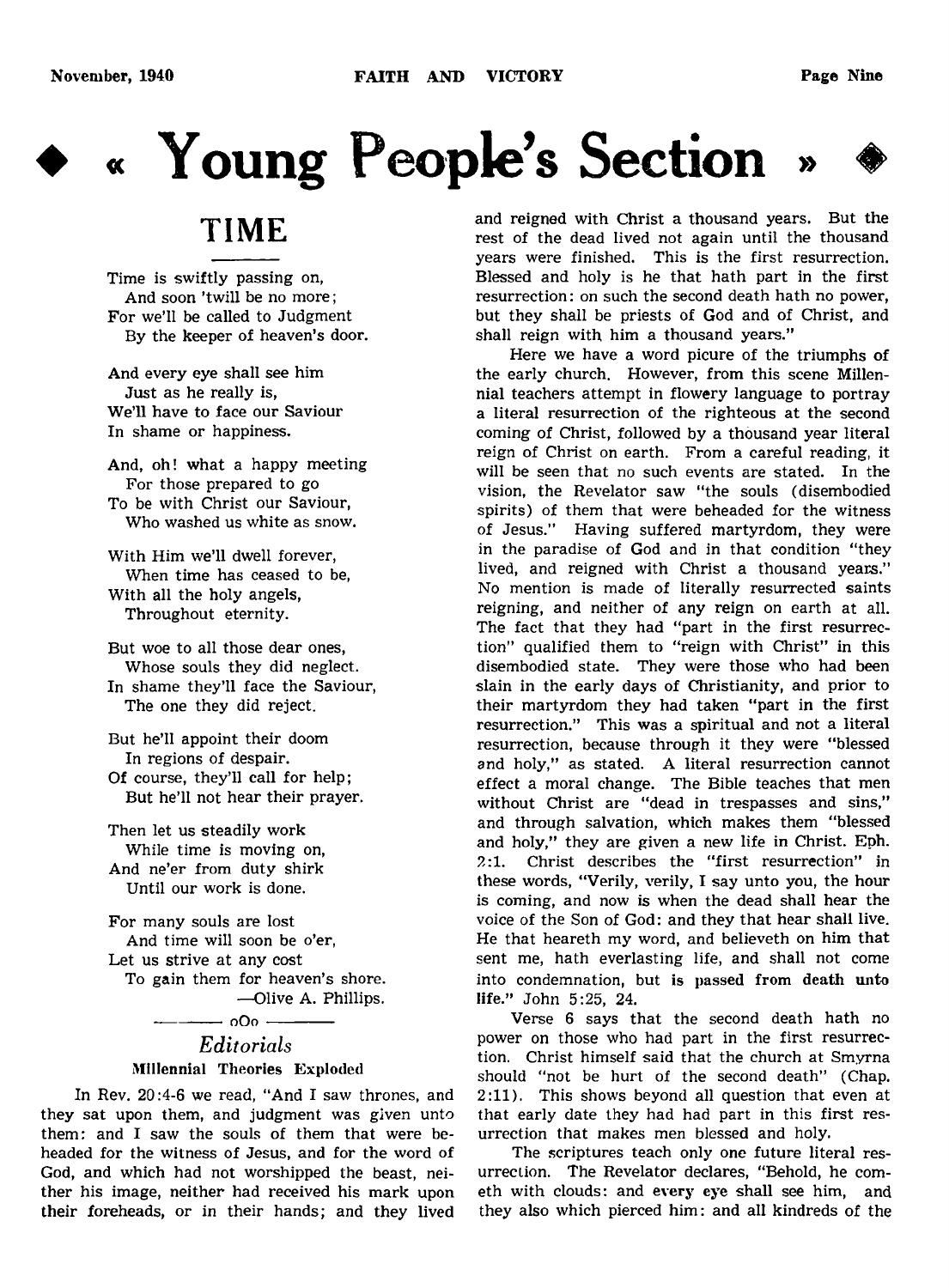# « Young People's Section »

## TIME

Time is swiftly passing on,
And soon 'twill be no more;
For we'll be called to Judgment
By the keeper of heaven's door.

And every eye shall see him
Just as he really is,
We'll have to face our Saviour
In shame or happiness.

And, oh! what a happy meeting
For those prepared to go
To be with Christ our Saviour,
Who washed us white as snow.

With Him we'll dwell forever,
When time has ceased to be,
With all the holy angels,
Throughout eternity.

But woe to all those dear ones,
Whose souls they did neglect.
In shame they'll face the Saviour,
The one they did reject.

But he'll appoint their doom
In regions of despair.
Of course, they'll call for help;
But he'll not hear their prayer.

Then let us steadily work
While time is moving on,
And ne'er from duty shirk
Until our work is done.

For many souls are lost
And time will soon be o'er,
Let us strive at any cost
To gain them for heaven's shore.

—Olive A. Phillips.

oOo

### *Editorials*

#### Millennial Theories Exploded

In Rev. 20:4-6 we read, "And I saw thrones, and they sat upon them, and judgment was given unto them: and I saw the souls of them that were beheaded for the witness of Jesus, and for the word of God, and which had not worshipped the beast, neither his image, neither had received his mark upon their foreheads, or in their hands; and they lived and reigned with Christ a thousand years. But the rest of the dead lived not again until the thousand years were finished. This is the first resurrection. Blessed and holy is he that hath part in the first resurrection: on such the second death hath no power, but they shall be priests of God and of Christ, and shall reign with him a thousand years."

Here we have a word picure of the triumphs of the early church. However, from this scene Millennial teachers attempt in flowery language to portray a literal resurrection of the righteous at the second coming of Christ, followed by a thousand year literal reign of Christ on earth. From a careful reading, it will be seen that no such events are stated. In the vision, the Revelator saw "the souls (disembodied spirits) of them that were beheaded for the witness of Jesus." Having suffered martyrdom, they were in the paradise of God and in that condition "they lived, and reigned with Christ a thousand years." No mention is made of literally resurrected saints reigning, and neither of any reign on earth at all. The fact that they had "part in the first resurrection" qualified them to "reign with Christ" in this disembodied state. They were those who had been slain in the early days of Christianity, and prior to their martyrdom they had taken "part in the first resurrection." This was a spiritual and not a literal resurrection, because through it they were "blessed and holy," as stated. A literal resurrection cannot effect a moral change. The Bible teaches that men without Christ are "dead in trespasses and sins," and through salvation, which makes them "blessed and holy," they are given a new life in Christ. Eph. 2:1. Christ describes the "first resurrection" in these words, "Verily, verily, I say unto you, the hour is coming, and now is when the dead shall hear the voice of the Son of God: and they that hear shall live. He that heareth my word, and believeth on him that sent me, hath everlasting life, and shall not come into condemnation, but **is passed from death unto life.**" John 5:25, 24.

Verse 6 says that the second death hath no power on those who had part in the first resurrection. Christ himself said that the church at Smyrna should "not be hurt of the second death" (Chap. 2:11). This shows beyond all question that even at that early date they had had part in this first resurrection that makes men blessed and holy.

The scriptures teach only one future literal resurrection. The Revelator declares, "Behold, he cometh with clouds: and every eye shall see him, and they also which pierced him: and all kindreds of the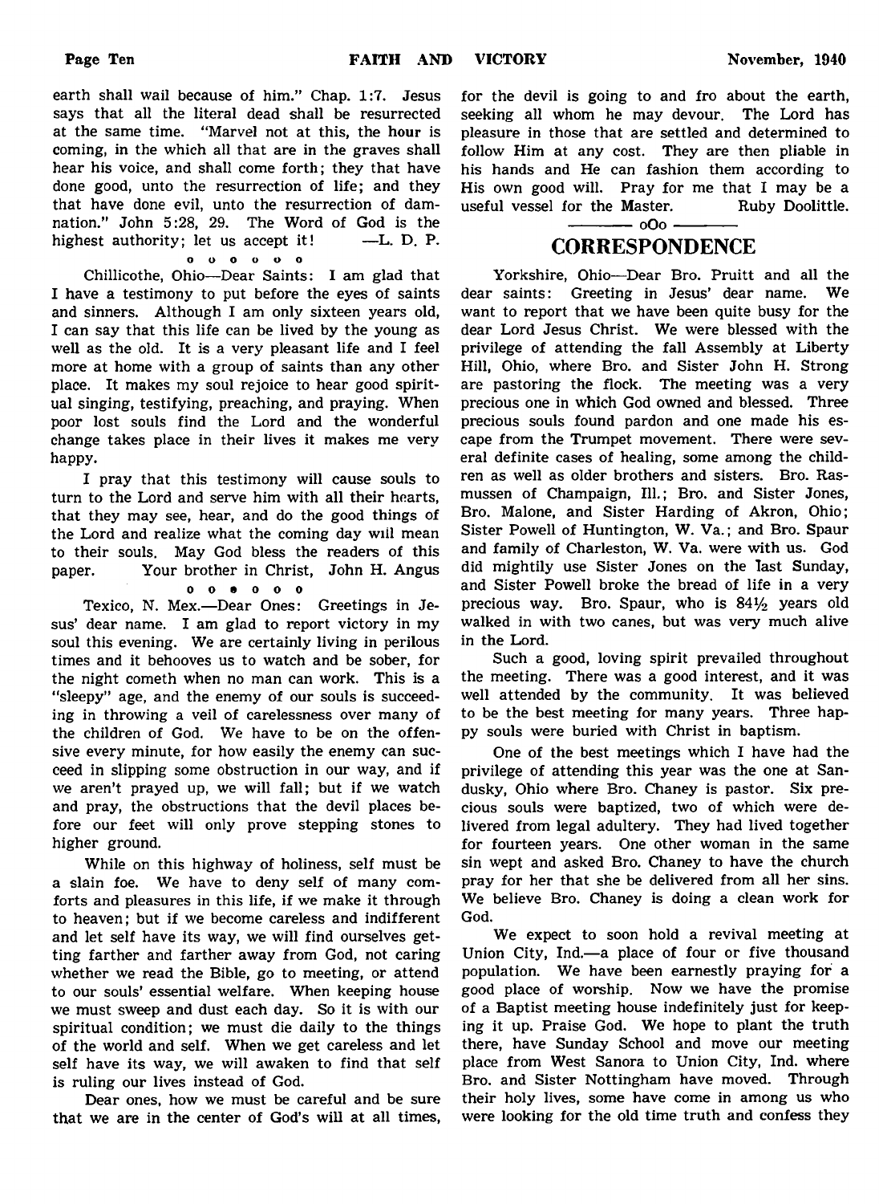earth shall wail because of him." Chap. 1:7. Jesus says that all the literal dead shall be resurrected at the same time. "Marvel not at this, the hour is coming, in the which all that are in the graves shall hear his voice, and shall come forth; they that have done good, unto the resurrection of life; and they that have done evil, unto the resurrection of damnation." John 5:28, 29. The Word of God is the highest authority; let us accept it! —L. D. P.

o o o o o o

Chillicothe, Ohio—Dear Saints: I am glad that I have a testimony to put before the eyes of saints and sinners. Although I am only sixteen years old, I can say that this life can be lived by the young as well as the old. It is a very pleasant life and I feel more at home with a group of saints than any other place. It makes my soul rejoice to hear good spiritual singing, testifying, preaching, and praying. When poor lost souls find the Lord and the wonderful change takes place in their lives it makes me very happy.

I pray that this testimony will cause souls to turn to the Lord and serve him with all their hearts, that they may see, hear, and do the good things of the Lord and realize what the coming day will mean to their souls. May God bless the readers of this paper. Your brother in Christ, John H. Angus

o o o o o o

Texico, N. Mex.—Dear Ones: Greetings in Jesus' dear name. I am glad to report victory in my soul this evening. We are certainly living in perilous times and it behooves us to watch and be sober, for the night cometh when no man can work. This is a "sleepy" age, and the enemy of our souls is succeeding in throwing a veil of carelessness over many of the children of God. We have to be on the offensive every minute, for how easily the enemy can succeed in slipping some obstruction in our way, and if we aren't prayed up, we will fall; but if we watch and pray, the obstructions that the devil places before our feet will only prove stepping stones to higher ground.

While on this highway of holiness, self must be a slain foe. We have to deny self of many comforts and pleasures in this life, if we make it through to heaven; but if we become careless and indifferent and let self have its way, we will find ourselves getting farther and farther away from God, not caring whether we read the Bible, go to meeting, or attend to our souls' essential welfare. When keeping house we must sweep and dust each day. So it is with our spiritual condition; we must die daily to the things of the world and self. When we get careless and let self have its way, we will awaken to find that self is ruling our lives instead of God.

Dear ones, how we must be careful and be sure that we are in the center of God's will at all times, for the devil is going to and fro about the earth, seeking all whom he may devour. The Lord has pleasure in those that are settled and determined to follow Him at any cost. They are then pliable in his hands and He can fashion them according to His own good will. Pray for me that I may be a useful vessel for the Master. Ruby Doolittle.

—— oOo ——

## CORRESPONDENCE

Yorkshire, Ohio—Dear Bro. Pruitt and all the dear saints: Greeting in Jesus' dear name. We want to report that we have been quite busy for the dear Lord Jesus Christ. We were blessed with the privilege of attending the fall Assembly at Liberty Hill, Ohio, where Bro. and Sister John H. Strong are pastoring the flock. The meeting was a very precious one in which God owned and blessed. Three precious souls found pardon and one made his escape from the Trumpet movement. There were several definite cases of healing, some among the children as well as older brothers and sisters. Bro. Rasmussen of Champaign, Ill.; Bro. and Sister Jones, Bro. Malone, and Sister Harding of Akron, Ohio; Sister Powell of Huntington, W. Va.; and Bro. Spaur and family of Charleston, W. Va. were with us. God did mightily use Sister Jones on the last Sunday, and Sister Powell broke the bread of life in a very precious way. Bro. Spaur, who is 84½ years old walked in with two canes, but was very much alive in the Lord.

Such a good, loving spirit prevailed throughout the meeting. There was a good interest, and it was well attended by the community. It was believed to be the best meeting for many years. Three happy souls were buried with Christ in baptism.

One of the best meetings which I have had the privilege of attending this year was the one at Sandusky, Ohio where Bro. Chaney is pastor. Six precious souls were baptized, two of which were delivered from legal adultery. They had lived together for fourteen years. One other woman in the same sin wept and asked Bro. Chaney to have the church pray for her that she be delivered from all her sins. We believe Bro. Chaney is doing a clean work for God.

We expect to soon hold a revival meeting at Union City, Ind.—a place of four or five thousand population. We have been earnestly praying for a good place of worship. Now we have the promise of a Baptist meeting house indefinitely just for keeping it up. Praise God. We hope to plant the truth there, have Sunday School and move our meeting place from West Sanora to Union City, Ind. where Bro. and Sister Nottingham have moved. Through their holy lives, some have come in among us who were looking for the old time truth and confess they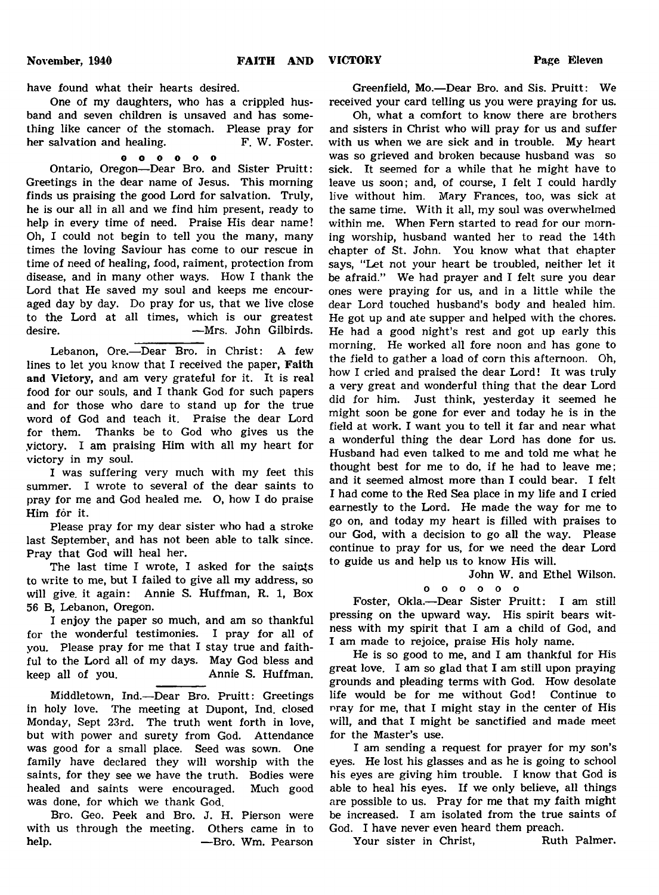have found what their hearts desired.

One of my daughters, who has a crippled husband and seven children is unsaved and has something like cancer of the stomach. Please pray for her salvation and healing. F. W. Foster.

o o o o o o

Ontario, Oregon—Dear Bro. and Sister Pruitt: Greetings in the dear name of Jesus. This morning finds us praising the good Lord for salvation. Truly, he is our all in all and we find him present, ready to help in every time of need. Praise His dear name! Oh, I could not begin to tell you the many, many times the loving Saviour has come to our rescue in time of need of healing, food, raiment, protection from disease, and in many other ways. How I thank the Lord that He saved my soul and keeps me encouraged day by day. Do pray for us, that we live close to the Lord at all times, which is our greatest desire. —Mrs. John Gilbirds.

---

Lebanon, Ore.—Dear Bro. in Christ: A few lines to let you know that I received the paper, **Faith and Victory,** and am very grateful for it. It is real food for our souls, and I thank God for such papers and for those who dare to stand up for the true word of God and teach it. Praise the dear Lord for them. Thanks be to God who gives us the victory. I am praising Him with all my heart for victory in my soul.

I was suffering very much with my feet this summer. I wrote to several of the dear saints to pray for me and God healed me. O, how I do praise Him fôr it.

Please pray for my dear sister who had a stroke last September, and has not been able to talk since. Pray that God will heal her.

The last time I wrote, I asked for the saints to write to me, but I failed to give all my address, so will give it again: Annie S. Huffman, R. 1, Box 56 B, Lebanon, Oregon.

I enjoy the paper so much, and am so thankful for the wonderful testimonies. I pray for all of you. Please pray for me that I stay true and faithful to the Lord all of my days. May God bless and keep all of you. Annie S. Huffman.

---

Middletown, Ind.—Dear Bro. Pruitt: Greetings in holy love. The meeting at Dupont, Ind. closed Monday, Sept 23rd. The truth went forth in love, but with power and surety from God. Attendance was good for a small place. Seed was sown. One family have declared they will worship with the saints, for they see we have the truth. Bodies were healed and saints were encouraged. Much good was done, for which we thank God.

Bro. Geo. Peek and Bro. J. H. Pierson were with us through the meeting. Others came in to help. —Bro. Wm. Pearson

Greenfield, Mo.—Dear Bro. and Sis. Pruitt: We received your card telling us you were praying for us.

Oh, what a comfort to know there are brothers and sisters in Christ who will pray for us and suffer with us when we are sick and in trouble. My heart was so grieved and broken because husband was so sick. It seemed for a while that he might have to leave us soon; and, of course, I felt I could hardly live without him. Mary Frances, too, was sick at the same time. With it all, my soul was overwhelmed within me. When Fern started to read for our morning worship, husband wanted her to read the 14th chapter of St. John. You know what that chapter says, "Let not your heart be troubled, neither let it be afraid." We had prayer and I felt sure you dear ones were praying for us, and in a little while the dear Lord touched husband's body and healed him. He got up and ate supper and helped with the chores. He had a good night's rest and got up early this morning. He worked all fore noon and has gone to the field to gather a load of corn this afternoon. Oh, how I cried and praised the dear Lord! It was truly a very great and wonderful thing that the dear Lord did for him. Just think, yesterday it seemed he might soon be gone for ever and today he is in the field at work. I want you to tell it far and near what a wonderful thing the dear Lord has done for us. Husband had even talked to me and told me what he thought best for me to do, if he had to leave me; and it seemed almost more than I could bear. I felt I had come to the Red Sea place in my life and I cried earnestly to the Lord. He made the way for me to go on, and today my heart is filled with praises to our God, with a decision to go all the way. Please continue to pray for us, for we need the dear Lord to guide us and help us to know His will.

John W. and Ethel Wilson.

o o o o o o

Foster, Okla.—Dear Sister Pruitt: I am still pressing on the upward way. His spirit bears witness with my spirit that I am a child of God, and I am made to rejoice, praise His holy name.

He is so good to me, and I am thankful for His great love. I am so glad that I am still upon praying grounds and pleading terms with God. How desolate life would be for me without God! Continue to pray for me, that I might stay in the center of His will, and that I might be sanctified and made meet for the Master's use.

I am sending a request for prayer for my son's eyes. He lost his glasses and as he is going to school his eyes are giving him trouble. I know that God is able to heal his eyes. If we only believe, all things are possible to us. Pray for me that my faith might be increased. I am isolated from the true saints of God. I have never even heard them preach.

Your sister in Christ, Ruth Palmer.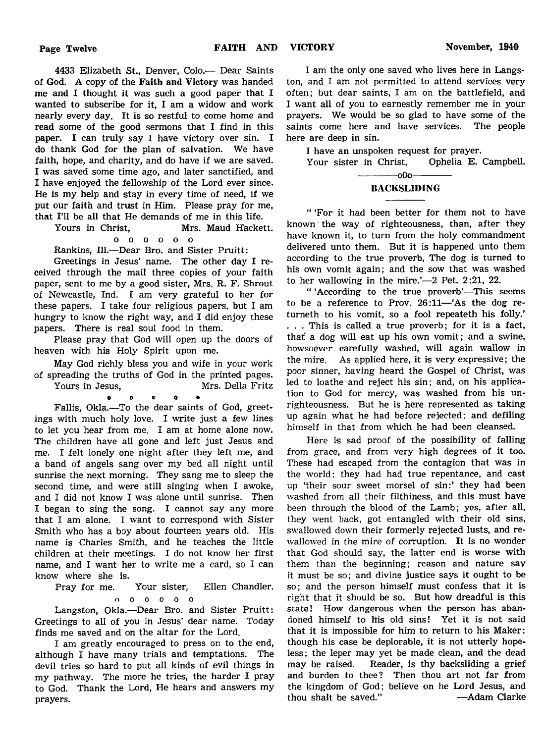4433 Elizabeth St., Denver, Colo.— Dear Saints of God. A copy of the **Faith and Victory** was handed me and I thought it was such a good paper that I wanted to subscribe for it, I am a widow and work nearly every day. It is so restful to come home and read some of the good sermons that I find in this paper. I can truly say I have victory over sin. I do thank God for the plan of salvation. We have faith, hope, and charity, and do have if we are saved. I was saved some time ago, and later sanctified, and I have enjoyed the fellowship of the Lord ever since. He is my help and stay in every time of need, if we put our faith and trust in Him. Please pray for me, that I'll be all that He demands of me in this life.

Yours in Christ, Mrs. Maud Hackett.

o o o o o o

Rankins, Ill.—Dear Bro. and Sister Pruitt:

Greetings in Jesus' name. The other day I received through the mail three copies of your faith paper, sent to me by a good sister, Mrs. R. F. Shrout of Newcastle, Ind. I am very grateful to her for these papers. I take four religious papers, but I am hungry to know the right way, and I did enjoy these papers. There is real soul food in them.

Please pray that God will open up the doors of heaven with his Holy Spirit upon me.

May God richly bless you and wife in your work of spreading the truths of God in the printed pages.

Yours in Jesus, Mrs. Della Fritz

• • • • •

Fallis, Okla.—To the dear saints of God, greetings with much holy love. I write just a few lines to let you hear from me. I am at home alone now. The children have all gone and left just Jesus and me. I felt lonely one night after they left me, and a band of angels sang over my bed all night until sunrise the next morning. They sang me to sleep the second time, and were still singing when I awoke, and I did not know I was alone until sunrise. Then I began to sing the song. I cannot say any more that I am alone. I want to correspond with Sister Smith who has a boy about fourteen years old. His name is Charles Smith, and he teaches the little children at their meetings. I do not know her first name, and I want her to write me a card, so I can know where she is.

Pray for me. Your sister, Ellen Chandler.

o o o o o o

Langston, Okla.—Dear Bro. and Sister Pruitt: Greetings to all of you in Jesus' dear name. Today finds me saved and on the altar for the Lord.

I am greatly encouraged to press on to the end, although I have many trials and temptations. The devil tries so hard to put all kinds of evil things in my pathway. The more he tries, the harder I pray to God. Thank the Lord, He hears and answers my prayers.

I am the only one saved who lives here in Langston, and I am not permitted to attend services very often; but dear saints, I am on the battlefield, and I want all of you to earnestly remember me in your prayers. We would be so glad to have some of the saints come here and have services. The people here are deep in sin.

I have an unspoken request for prayer.

Your sister in Christ, Ophelia E. Campbell.

———oOo———

## BACKSLIDING

" 'For it had been better for them not to have known the way of righteousness, than, after they have known it, to turn from the holy commandment delivered unto them. But it is happened unto them according to the true proverb, The dog is turned to his own vomit again; and the sow that was washed to her wallowing in the mire.'—2 Pet. 2:21, 22.

" 'According to the true proverb'—This seems to be a reference to Prov. 26:11—'As the dog returneth to his vomit, so a fool repeateth his folly.' . . . This is called a true proverb; for it is a fact, that a dog will eat up his own vomit; and a swine, howsoever carefully washed, will again wallow in the mire. As applied here, it is very expressive; the poor sinner, having heard the Gospel of Christ, was led to loathe and reject his sin; and, on his application to God for mercy, was washed from his unrighteousness. But he is here represented as taking up again what he had before rejected; and defiling himself in that from which he had been cleansed.

Here is sad proof of the possibility of falling from grace, and from very high degrees of it too. These had escaped from the contagion that was in the world; they had had true repentance, and cast up 'their sour sweet morsel of sin:' they had been washed from all their filthiness, and this must have been through the blood of the Lamb; yes, after all, they went back, got entangled with their old sins, swallowed down their formerly rejected lusts, and rewallowed in the mire of corruption. It is no wonder that God should say, the latter end is worse with them than the beginning; reason and nature say it must be so; and divine justice says it ought to be so; and the person himself must confess that it is right that it should be so. But how dreadful is this state! How dangerous when the person has abandoned himself to his old sins! Yet it is not said that it is impossible for him to return to his Maker: though his case be deplorable, it is not utterly hopeless; the leper may yet be made clean, and the dead may be raised. Reader, is thy backsliding a grief and burden to thee? Then thou art not far from the kingdom of God; believe on he Lord Jesus, and thou shalt be saved." —Adam Clarke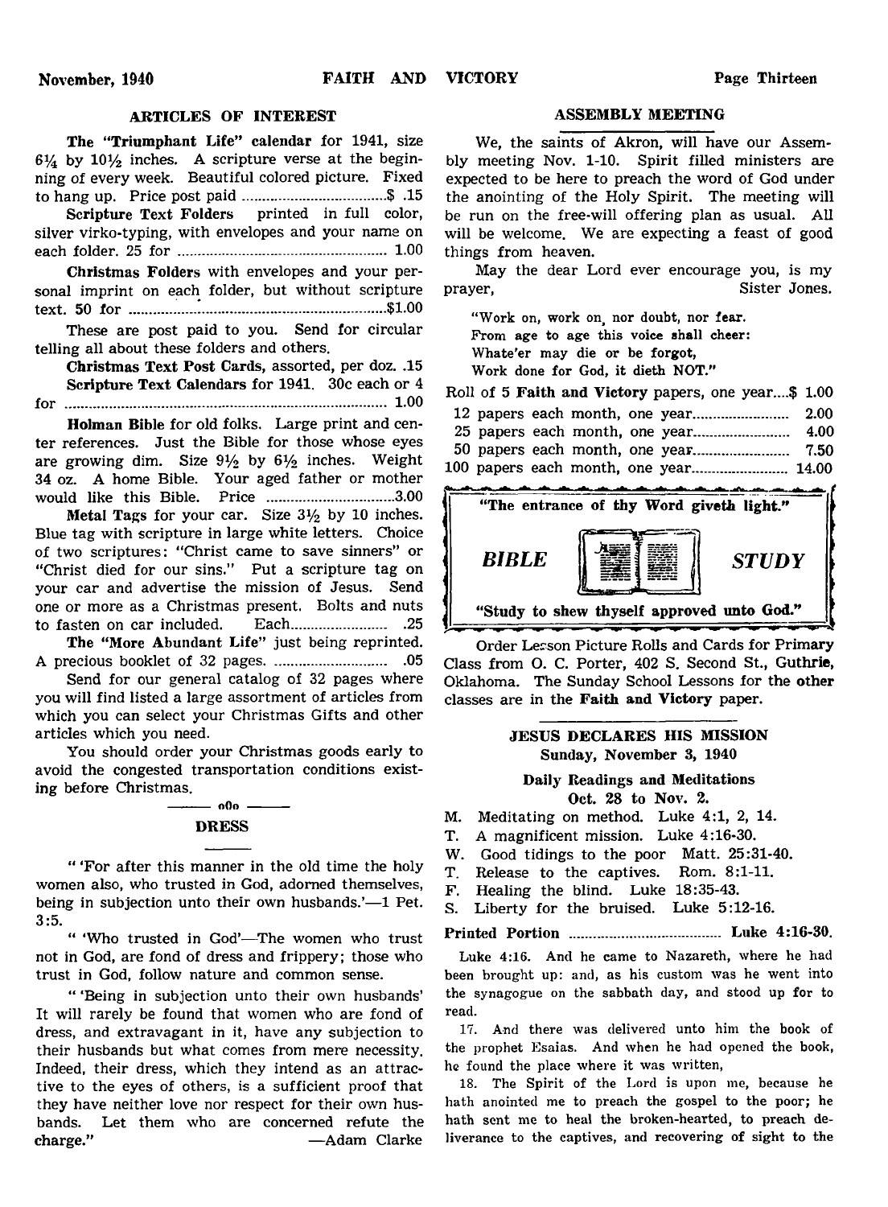## ARTICLES OF INTEREST

**The "Triumphant Life" calendar** for 1941, size 6¼ by 10½ inches. A scripture verse at the beginning of every week. Beautiful colored picture. Fixed to hang up. Price post paid .................................... $ .15

**Scripture Text Folders** printed in full color, silver virko-typing, with envelopes and your name on each folder. 25 for .................................... 1.00

**Christmas Folders** with envelopes and your personal imprint on each folder, but without scripture text. 50 for .................................... $1.00

These are post paid to you. Send for circular telling all about these folders and others.

**Christmas Text Post Cards**, assorted, per doz. .15

**Scripture Text Calendars** for 1941. 30c each or 4 for .................................... 1.00

**Holman Bible** for old folks. Large print and center references. Just the Bible for those whose eyes are growing dim. Size 9½ by 6½ inches. Weight 34 oz. A home Bible. Your aged father or mother would like this Bible. Price .................................... 3.00

**Metal Tags** for your car. Size 3½ by 10 inches. Blue tag with scripture in large white letters. Choice of two scriptures: "Christ came to save sinners" or "Christ died for our sins." Put a scripture tag on your car and advertise the mission of Jesus. Send one or more as a Christmas present. Bolts and nuts to fasten on car included. Each .................................... .25

**The "More Abundant Life"** just being reprinted. A precious booklet of 32 pages. .................................... .05

Send for our general catalog of 32 pages where you will find listed a large assortment of articles from which you can select your Christmas Gifts and other articles which you need.

You should order your Christmas goods early to avoid the congested transportation conditions existing before Christmas.

## DRESS

" 'For after this manner in the old time the holy women also, who trusted in God, adorned themselves, being in subjection unto their own husbands.'—1 Pet. 3:5.

" 'Who trusted in God'—The women who trust not in God, are fond of dress and frippery; those who trust in God, follow nature and common sense.

" 'Being in subjection unto their own husbands' It will rarely be found that women who are fond of dress, and extravagant in it, have any subjection to their husbands but what comes from mere necessity. Indeed, their dress, which they intend as an attractive to the eyes of others, is a sufficient proof that they have neither love nor respect for their own husbands. Let them who are concerned refute the charge." —Adam Clarke

## ASSEMBLY MEETING

We, the saints of Akron, will have our Assembly meeting Nov. 1-10. Spirit filled ministers are expected to be here to preach the word of God under the anointing of the Holy Spirit. The meeting will be run on the free-will offering plan as usual. All will be welcome. We are expecting a feast of good things from heaven.

May the dear Lord ever encourage you, is my prayer, Sister Jones.

"Work on, work on, nor doubt, nor fear.
From age to age this voice shall cheer:
Whate'er may die or be forgot,
Work done for God, it dieth NOT."

Roll of 5 **Faith and Victory** papers, one year....$ 1.00
12 papers each month, one year .................... 2.00
25 papers each month, one year .................... 4.00
50 papers each month, one year .................... 7.50
100 papers each month, one year .................... 14.00

"The entrance of thy Word giveth light."

***BIBLE STUDY***

"Study to shew thyself approved unto God."

Order Lesson Picture Rolls and Cards for Primary Class from O. C. Porter, 402 S. Second St., **Guthrie**, Oklahoma. The Sunday School Lessons for the **other** classes are in the **Faith and Victory** paper.

### JESUS DECLARES HIS MISSION
**Sunday, November 3, 1940**

**Daily Readings and Meditations**
**Oct. 28 to Nov. 2.**

- M. Meditating on method. Luke 4:1, 2, 14.
- T. A magnificent mission. Luke 4:16-30.
- W. Good tidings to the poor Matt. 25:31-40.
- T. Release to the captives. Rom. 8:1-11.
- F. Healing the blind. Luke 18:35-43.
- S. Liberty for the bruised. Luke 5:12-16.

**Printed Portion** .................................... **Luke 4:16-30.**

Luke 4:16. And he came to Nazareth, where he had been brought up: and, as his custom was he went into the synagogue on the sabbath day, and stood up for to read.

17. And there was delivered unto him the book of the prophet Esaias. And when he had opened the book, he found the place where it was written,

18. The Spirit of the Lord is upon me, because he hath anointed me to preach the gospel to the poor; he hath sent me to heal the broken-hearted, to preach deliverance to the captives, and recovering of sight to the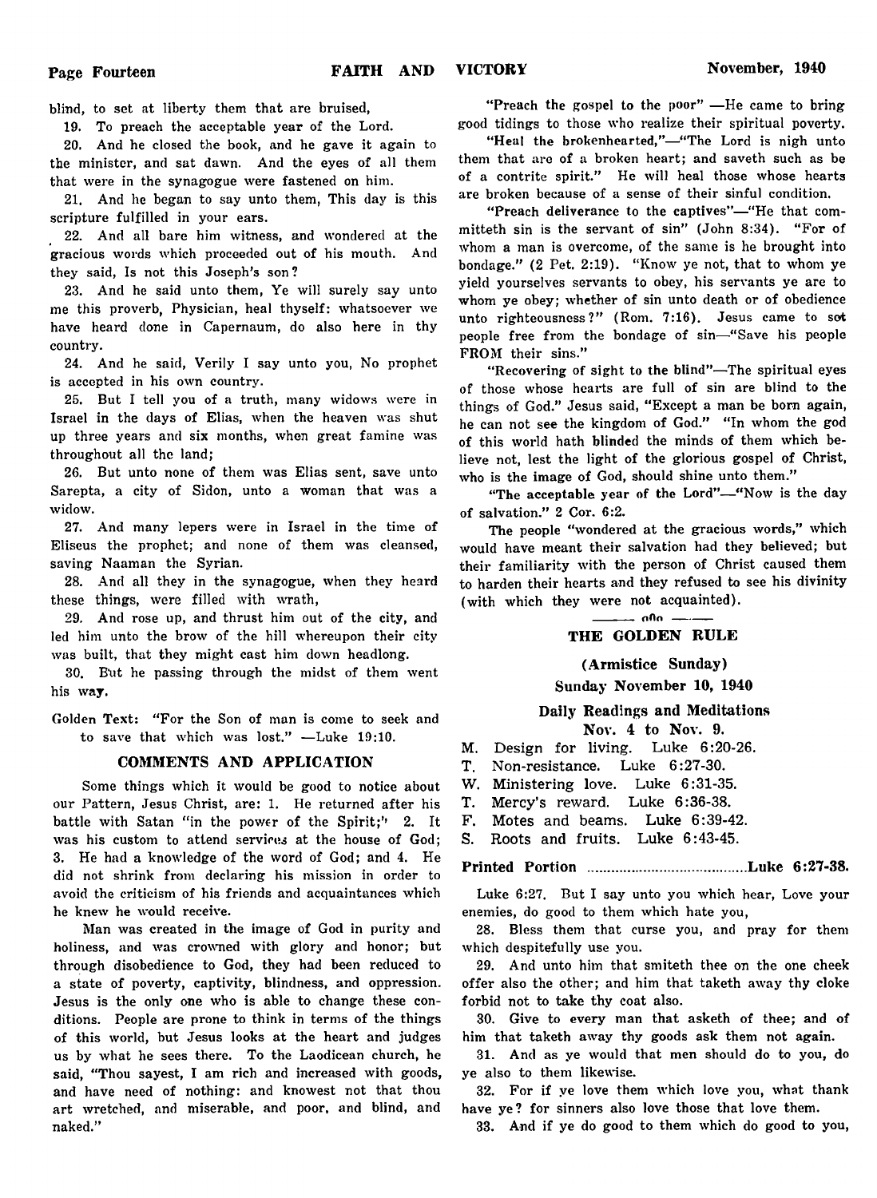blind, to set at liberty them that are bruised,

19. To preach the acceptable year of the Lord.

20. And he closed the book, and he gave it again to the minister, and sat dawn. And the eyes of all them that were in the synagogue were fastened on him.

21. And he began to say unto them, This day is this scripture fulfilled in your ears.

22. And all bare him witness, and wondered at the gracious words which proceeded out of his mouth. And they said, Is not this Joseph's son?

23. And he said unto them, Ye will surely say unto me this proverb, Physician, heal thyself: whatsoever we have heard done in Capernaum, do also here in thy country.

24. And he said, Verily I say unto you, No prophet is accepted in his own country.

25. But I tell you of a truth, many widows were in Israel in the days of Elias, when the heaven was shut up three years and six months, when great famine was throughout all the land;

26. But unto none of them was Elias sent, save unto Sarepta, a city of Sidon, unto a woman that was a widow.

27. And many lepers were in Israel in the time of Eliseus the prophet; and none of them was cleansed, saving Naaman the Syrian.

28. And all they in the synagogue, when they heard these things, were filled with wrath,

29. And rose up, and thrust him out of the city, and led him unto the brow of the hill whereupon their city was built, that they might cast him down headlong.

30. But he passing through the midst of them went his way.

Golden Text: "For the Son of man is come to seek and to save that which was lost." —Luke 19:10.

## COMMENTS AND APPLICATION

Some things which it would be good to notice about our Pattern, Jesus Christ, are: 1. He returned after his battle with Satan "in the power of the Spirit;" 2. It was his custom to attend services at the house of God; 3. He had a knowledge of the word of God; and 4. He did not shrink from declaring his mission in order to avoid the criticism of his friends and acquaintances which he knew he would receive.

Man was created in the image of God in purity and holiness, and was crowned with glory and honor; but through disobedience to God, they had been reduced to a state of poverty, captivity, blindness, and oppression. Jesus is the only one who is able to change these conditions. People are prone to think in terms of the things of this world, but Jesus looks at the heart and judges us by what he sees there. To the Laodicean church, he said, "Thou sayest, I am rich and increased with goods, and have need of nothing: and knowest not that thou art wretched, and miserable, and poor, and blind, and naked."

"Preach the gospel to the poor" —He came to bring good tidings to those who realize their spiritual poverty.

"Heal the brokenhearted,"—"The Lord is nigh unto them that are of a broken heart; and saveth such as be of a contrite spirit." He will heal those whose hearts are broken because of a sense of their sinful condition.

"Preach deliverance to the captives"—"He that committeth sin is the servant of sin" (John 8:34). "For of whom a man is overcome, of the same is he brought into bondage." (2 Pet. 2:19). "Know ye not, that to whom ye yield yourselves servants to obey, his servants ye are to whom ye obey; whether of sin unto death or of obedience unto righteousness?" (Rom. 7:16). Jesus came to set people free from the bondage of sin—"Save his people FROM their sins."

"Recovering of sight to the blind"—The spiritual eyes of those whose hearts are full of sin are blind to the things of God." Jesus said, "Except a man be born again, he can not see the kingdom of God." "In whom the god of this world hath blinded the minds of them which believe not, lest the light of the glorious gospel of Christ, who is the image of God, should shine unto them."

"The acceptable year of the Lord"—"Now is the day of salvation." 2 Cor. 6:2.

The people "wondered at the gracious words," which would have meant their salvation had they believed; but their familiarity with the person of Christ caused them to harden their hearts and they refused to see his divinity (with which they were not acquainted).

## THE GOLDEN RULE

**(Armistice Sunday)**

**Sunday November 10, 1940**

**Daily Readings and Meditations**

**Nov. 4 to Nov. 9.**

M. Design for living. Luke 6:20-26.
T. Non-resistance. Luke 6:27-30.
W. Ministering love. Luke 6:31-35.
T. Mercy's reward. Luke 6:36-38.
F. Motes and beams. Luke 6:39-42.
S. Roots and fruits. Luke 6:43-45.

**Printed Portion ........................................ Luke 6:27-38.**

Luke 6:27. But I say unto you which hear, Love your enemies, do good to them which hate you,

28. Bless them that curse you, and pray for them which despitefully use you.

29. And unto him that smiteth thee on the one cheek offer also the other; and him that taketh away thy cloke forbid not to take thy coat also.

30. Give to every man that asketh of thee; and of him that taketh away thy goods ask them not again.

31. And as ye would that men should do to you, do ye also to them likewise.

32. For if ye love them which love you, what thank have ye? for sinners also love those that love them.

33. And if ye do good to them which do good to you,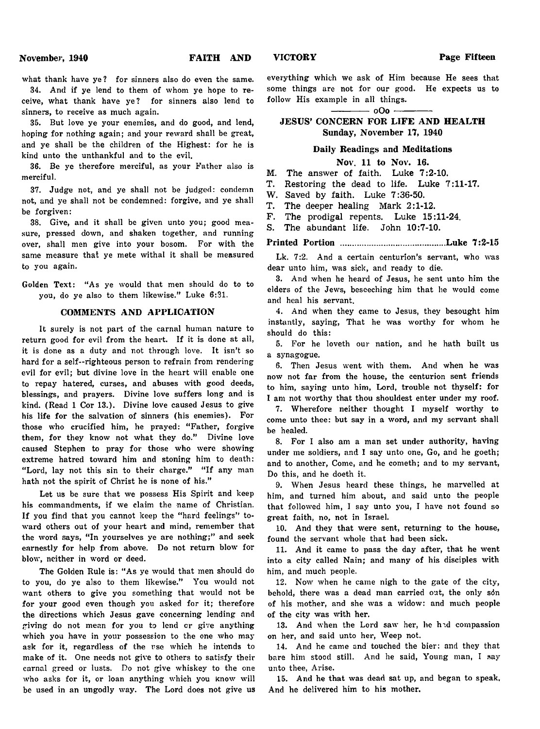what thank have ye? for sinners also do even the same.

34. And if ye lend to them of whom ye hope to receive, what thank have ye? for sinners also lend to sinners, to receive as much again.

35. But love ye your enemies, and do good, and lend, hoping for nothing again; and your reward shall be great, and ye shall be the children of the Highest: for he is kind unto the unthankful and to the evil.

36. Be ye therefore merciful, as your Father also is merciful.

37. Judge not, and ye shall not be judged: condemn not, and ye shall not be condemned: forgive, and ye shall be forgiven:

38. Give, and it shall be given unto you; good measure, pressed down, and shaken together, and running over, shall men give into your bosom. For with the same measure that ye mete withal it shall be measured to you again.

Golden Text: "As ye would that men should do to to you, do ye also to them likewise." Luke 6:31.

### COMMENTS AND APPLICATION

It surely is not part of the carnal human nature to return good for evil from the heart. If it is done at all, it is done as a duty and not through love. It isn't so hard for a self--righteous person to refrain from rendering evil for evil; but divine love in the heart will enable one to repay hatered, curses, and abuses with good deeds, blessings, and prayers. Divine love suffers long and is kind. (Read 1 Cor 13.). Divine love caused Jesus to give his life for the salvation of sinners (his enemies). For those who crucified him, he prayed: "Father, forgive them, for they know not what they do." Divine love caused Stephen to pray for those who were showing extreme hatred toward him and stoning him to death: "Lord, lay not this sin to their charge." "If any man hath not the spirit of Christ he is none of his."

Let us be sure that we possess His Spirit and keep his commandments, if we claim the name of Christian. If you find that you cannot keep the "hard feelings" toward others out of your heart and mind, remember that the word says, "In yourselves ye are nothing;" and seek earnestly for help from above. Do not return blow for blow, neither in word or deed.

The Golden Rule is: "As ye would that men should do to you, do ye also to them likewise." You would not want others to give you something that would not be for your good even though you asked for it; therefore the directions which Jesus gave concerning lending and giving do not mean for you to lend or give anything which you have in your possession to the one who may ask for it, regardless of the use which he intends to make of it. One needs not give to others to satisfy their carnal greed or lusts. Do not give whiskey to the one who asks for it, or loan anything which you know will be used in an ungodly way. The Lord does not give us everything which we ask of Him because He sees that some things are not for our good. He expects us to follow His example in all things.

---

## JESUS' CONCERN FOR LIFE AND HEALTH
**Sunday, November 17, 1940**

### Daily Readings and Meditations

**Nov. 11 to Nov. 16.**

M. The answer of faith. Luke 7:2-10.
T. Restoring the dead to life. Luke 7:11-17.
W. Saved by faith. Luke 7:36-50.
T. The deeper healing Mark 2:1-12.
F. The prodigal repents. Luke 15:11-24.
S. The abundant life. John 10:7-10.

**Printed Portion ............................................Luke 7:2-15**

Lk. 7:2. And a certain centurion's servant, who was dear unto him, was sick, and ready to die.

3. And when he heard of Jesus, he sent unto him the elders of the Jews, beseeching him that he would come and heal his servant.

4. And when they came to Jesus, they besought him instantly, saying, That he was worthy for whom he should do this:

5. For he loveth our nation, and he hath built us a synagogue.

6. Then Jesus went with them. And when he was now not far from the house, the centurion sent friends to him, saying unto him, Lord, trouble not thyself: for I am not worthy that thou shouldest enter under my roof.

7. Wherefore neither thought I myself worthy to come unto thee: but say in a word, and my servant shall be healed.

8. For I also am a man set under authority, having under me soldiers, and I say unto one, Go, and he goeth; and to another, Come, and he cometh; and to my servant, Do this, and he doeth it.

9. When Jesus heard these things, he marvelled at him, and turned him about, and said unto the people that followed him, I say unto you, I have not found so great faith, no, not in Israel.

10. And they that were sent, returning to the house, found the servant whole that had been sick.

11. And it came to pass the day after, that he went into a city called Nain; and many of his disciples with him, and much people.

12. Now when he came nigh to the gate of the city, behold, there was a dead man carried out, the only son of his mother, and she was a widow: and much people of the city was with her.

13. And when the Lord saw her, he had compassion on her, and said unto her, Weep not.

14. And he came and touched the bier: and they that bare him stood still. And he said, Young man, I say unto thee, Arise.

15. And he that was dead sat up, and began to speak. And he delivered him to his mother.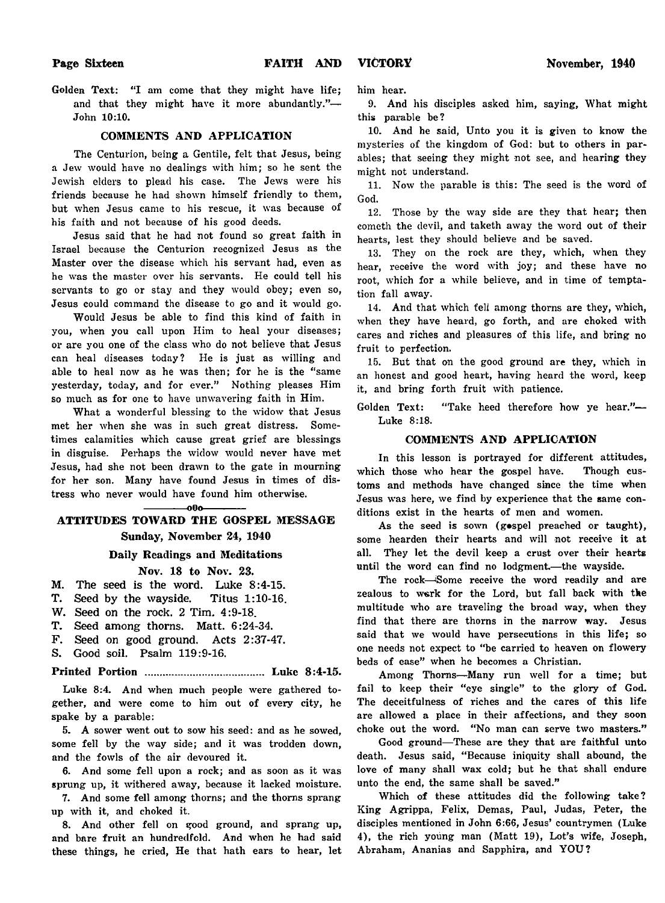Golden Text: "I am come that they might have life; and that they might have it more abundantly."—John 10:10.

### COMMENTS AND APPLICATION

The Centurion, being a Gentile, felt that Jesus, being a Jew would have no dealings with him; so he sent the Jewish elders to plead his case. The Jews were his friends because he had shown himself friendly to them, but when Jesus came to his rescue, it was because of his faith and not because of his good deeds.

Jesus said that he had not found so great faith in Israel because the Centurion recognized Jesus as the Master over the disease which his servant had, even as he was the master over his servants. He could tell his servants to go or stay and they would obey; even so, Jesus could command the disease to go and it would go.

Would Jesus be able to find this kind of faith in you, when you call upon Him to heal your diseases; or are you one of the class who do not believe that Jesus can heal diseases today? He is just as willing and able to heal now as he was then; for he is the "same yesterday, today, and for ever." Nothing pleases Him so much as for one to have unwavering faith in Him.

What a wonderful blessing to the widow that Jesus met her when she was in such great distress. Sometimes calamities which cause great grief are blessings in disguise. Perhaps the widow would never have met Jesus, had she not been drawn to the gate in mourning for her son. Many have found Jesus in times of distress who never would have found him otherwise.

---

## ATTITUDES TOWARD THE GOSPEL MESSAGE

### Sunday, November 24, 1940

### Daily Readings and Meditations

**Nov. 18 to Nov. 23.**

M. The seed is the word. Luke 8:4-15.
T. Seed by the wayside. Titus 1:10-16.
W. Seed on the rock. 2 Tim. 4:9-18.
T. Seed among thorns. Matt. 6:24-34.
F. Seed on good ground. Acts 2:37-47.
S. Good soil. Psalm 119:9-16.

**Printed Portion ........................................ Luke 8:4-15.**

Luke 8:4. And when much people were gathered together, and were come to him out of every city, he spake by a parable:

5. A sower went out to sow his seed: and as he sowed, some fell by the way side; and it was trodden down, and the fowls of the air devoured it.

6. And some fell upon a rock; and as soon as it was sprung up, it withered away, because it lacked moisture.

7. And some fell among thorns; and the thorns sprang up with it, and choked it.

8. And other fell on good ground, and sprang up, and bare fruit an hundredfold. And when he had said these things, he cried, He that hath ears to hear, let him hear.

9. And his disciples asked him, saying, What might this parable be?

10. And he said, Unto you it is given to know the mysteries of the kingdom of God: but to others in parables; that seeing they might not see, and hearing they might not understand.

11. Now the parable is this: The seed is the word of God.

12. Those by the way side are they that hear; then cometh the devil, and taketh away the word out of their hearts, lest they should believe and be saved.

13. They on the rock are they, which, when they hear, receive the word with joy; and these have no root, which for a while believe, and in time of temptation fall away.

14. And that which fell among thorns are they, which, when they have heard, go forth, and are choked with cares and riches and pleasures of this life, and bring no fruit to perfection.

15. But that on the good ground are they, which in an honest and good heart, having heard the word, keep it, and bring forth fruit with patience.

Golden Text: "Take heed therefore how ye hear."—Luke 8:18.

### COMMENTS AND APPLICATION

In this lesson is portrayed for different attitudes, which those who hear the gospel have. Though customs and methods have changed since the time when Jesus was here, we find by experience that the same conditions exist in the hearts of men and women.

As the seed is sown (gospel preached or taught), some hearden their hearts and will not receive it at all. They let the devil keep a crust over their hearts until the word can find no lodgment.—the wayside.

The rock—Some receive the word readily and are zealous to work for the Lord, but fall back with the multitude who are traveling the broad way, when they find that there are thorns in the narrow way. Jesus said that we would have persecutions in this life; so one needs not expect to "be carried to heaven on flowery beds of ease" when he becomes a Christian.

Among Thorns—Many run well for a time; but fail to keep their "eye single" to the glory of God. The deceitfulness of riches and the cares of this life are allowed a place in their affections, and they soon choke out the word. "No man can serve two masters."

Good ground—These are they that are faithful unto death. Jesus said, "Because iniquity shall abound, the love of many shall wax cold; but he that shall endure unto the end, the same shall be saved."

Which of these attitudes did the following take? King Agrippa, Felix, Demas, Paul, Judas, Peter, the disciples mentioned in John 6:66, Jesus' countrymen (Luke 4), the rich young man (Matt 19), Lot's wife, Joseph, Abraham, Ananias and Sapphira, and YOU?